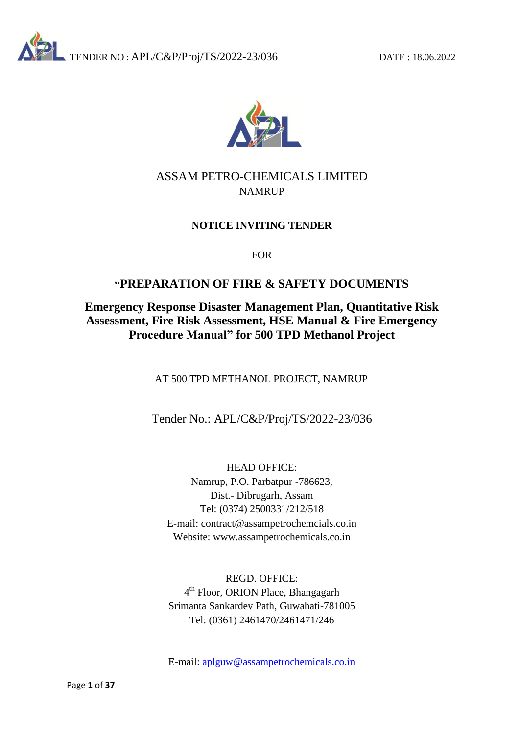TENDER NO : APL/C&P/Proj/TS/2022-23/036 DATE : 18.06.2022

# ASSAM PETRO-CHEMICALS LIMITED

NAMRUP

**NOTICE INVITING TENDER**

FOR

## "PREPARATION OF FIRE & SAFETY DOCUMENTS

## Emergency Response Disaster Management Plan, Quantitative Risk Assessment, Fire Risk Assessment, HSE Manual & Fire Emergency Procedure Manual" for 500 TPD Methanol Project

AT 500 TPD METHANOL PROJECT, NAMRUP

Tender No.: APL/C&P/Proj/TS/2022-23/036

HEAD OFFICE:
Namrup, P.O. Parbatpur -786623,
Dist.- Dibrugarh, Assam
Tel: (0374) 2500331/212/518
E-mail: contract@assampetrochemcials.co.in
Website: www.assampetrochemicals.co.in

REGD. OFFICE:
4th Floor, ORION Place, Bhangagarh
Srimanta Sankardev Path, Guwahati-781005
Tel: (0361) 2461470/2461471/246

E-mail: aplguw@assampetrochemicals.co.in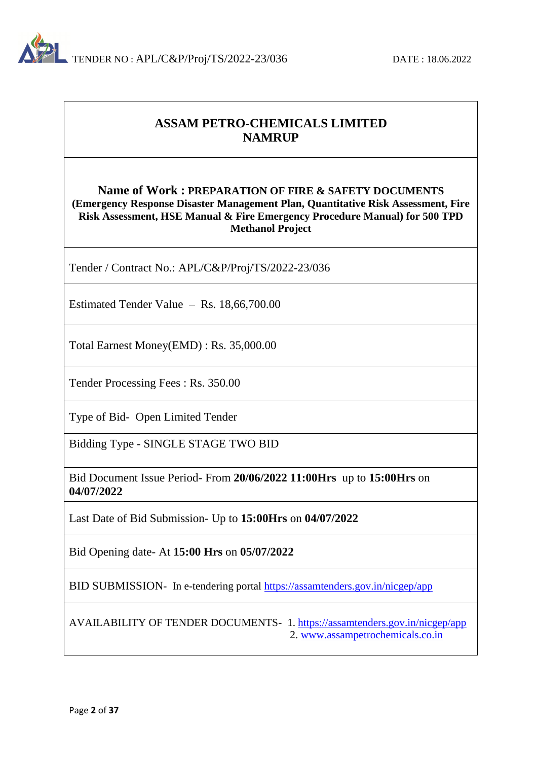# ASSAM PETRO-CHEMICALS LIMITED
# NAMRUP

**Name of Work : PREPARATION OF FIRE & SAFETY DOCUMENTS (Emergency Response Disaster Management Plan, Quantitative Risk Assessment, Fire Risk Assessment, HSE Manual & Fire Emergency Procedure Manual) for 500 TPD Methanol Project**

Tender / Contract No.: APL/C&P/Proj/TS/2022-23/036

Estimated Tender Value – Rs. 18,66,700.00

Total Earnest Money(EMD) : Rs. 35,000.00

Tender Processing Fees : Rs. 350.00

Type of Bid- Open Limited Tender

Bidding Type - SINGLE STAGE TWO BID

Bid Document Issue Period- From **20/06/2022 11:00Hrs** up to **15:00Hrs** on **04/07/2022**

Last Date of Bid Submission- Up to **15:00Hrs** on **04/07/2022**

Bid Opening date- At **15:00 Hrs** on **05/07/2022**

BID SUBMISSION- In e-tendering portal https://assamtenders.gov.in/nicgep/app

AVAILABILITY OF TENDER DOCUMENTS-
1. https://assamtenders.gov.in/nicgep/app
2. www.assampetrochemicals.co.in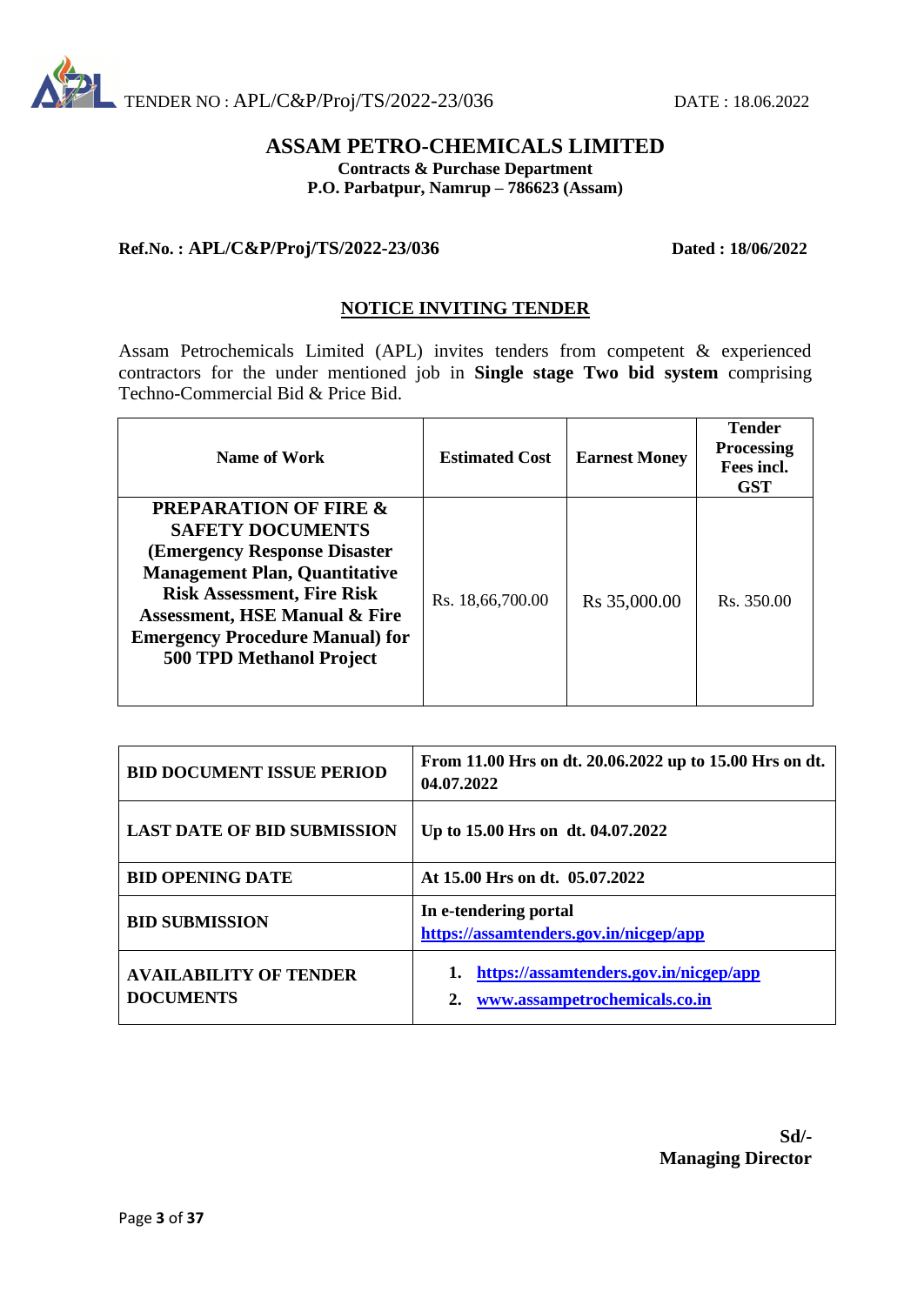TENDER NO : APL/C&P/Proj/TS/2022-23/036 DATE : 18.06.2022

# ASSAM PETRO-CHEMICALS LIMITED

**Contracts & Purchase Department**
**P.O. Parbatpur, Namrup – 786623 (Assam)**

**Ref.No. : APL/C&P/Proj/TS/2022-23/036** **Dated : 18/06/2022**

## NOTICE INVITING TENDER

Assam Petrochemicals Limited (APL) invites tenders from competent & experienced contractors for the under mentioned job in **Single stage Two bid system** comprising Techno-Commercial Bid & Price Bid.

| Name of Work | Estimated Cost | Earnest Money | Tender Processing Fees incl. GST |
|---|---|---|---|
| **PREPARATION OF FIRE & SAFETY DOCUMENTS (Emergency Response Disaster Management Plan, Quantitative Risk Assessment, Fire Risk Assessment, HSE Manual & Fire Emergency Procedure Manual) for 500 TPD Methanol Project** | Rs. 18,66,700.00 | Rs 35,000.00 | Rs. 350.00 |

| | |
|---|---|
| **BID DOCUMENT ISSUE PERIOD** | **From 11.00 Hrs on dt. 20.06.2022 up to 15.00 Hrs on dt. 04.07.2022** |
| **LAST DATE OF BID SUBMISSION** | **Up to 15.00 Hrs on dt. 04.07.2022** |
| **BID OPENING DATE** | **At 15.00 Hrs on dt. 05.07.2022** |
| **BID SUBMISSION** | **In e-tendering portal https://assamtenders.gov.in/nicgep/app** |
| **AVAILABILITY OF TENDER DOCUMENTS** | **1. https://assamtenders.gov.in/nicgep/app 2. www.assampetrochemicals.co.in** |

**Sd/-**
**Managing Director**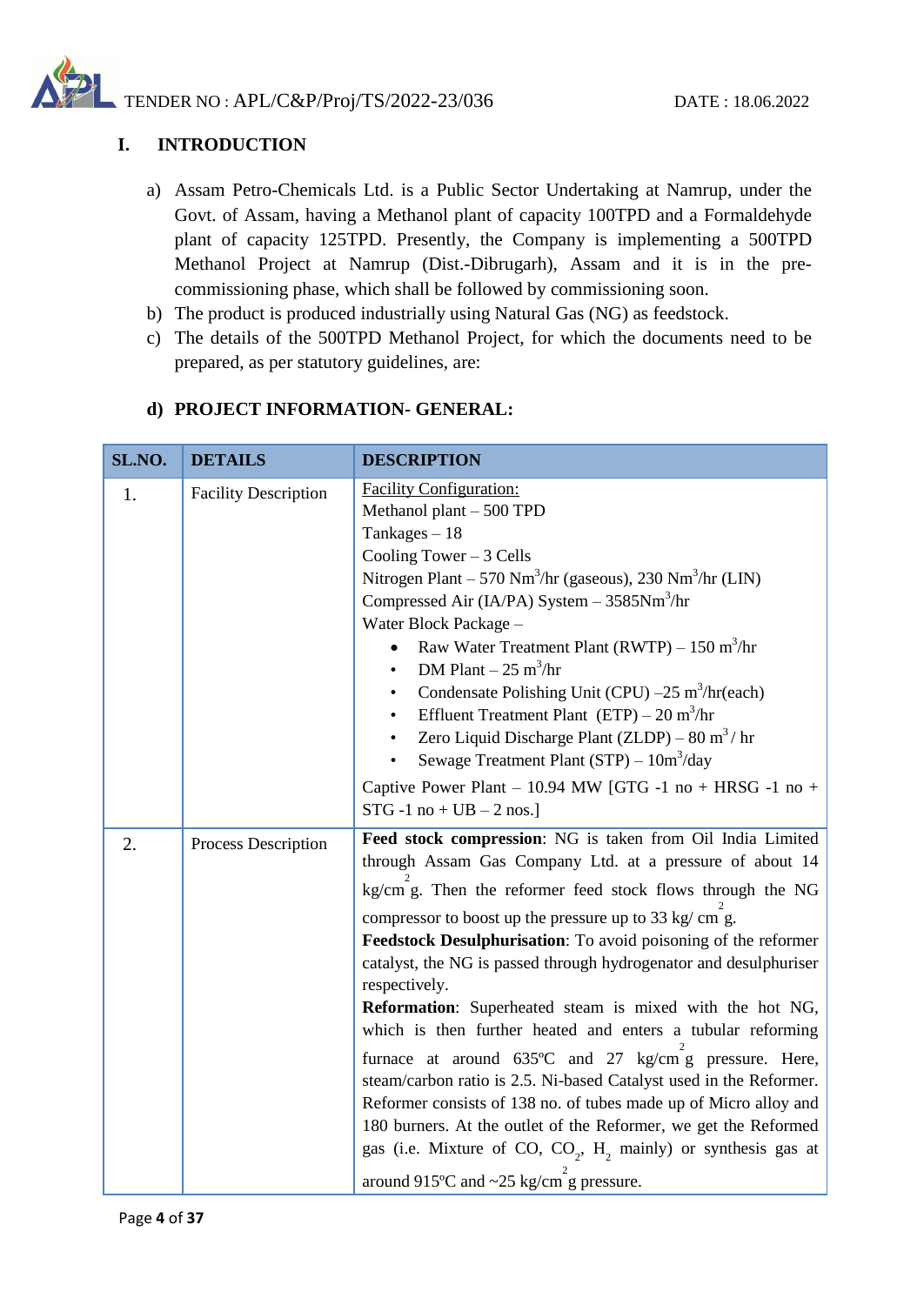## I. INTRODUCTION

a) Assam Petro-Chemicals Ltd. is a Public Sector Undertaking at Namrup, under the Govt. of Assam, having a Methanol plant of capacity 100TPD and a Formaldehyde plant of capacity 125TPD. Presently, the Company is implementing a 500TPD Methanol Project at Namrup (Dist.-Dibrugarh), Assam and it is in the pre-commissioning phase, which shall be followed by commissioning soon.

b) The product is produced industrially using Natural Gas (NG) as feedstock.

c) The details of the 500TPD Methanol Project, for which the documents need to be prepared, as per statutory guidelines, are:

### d) PROJECT INFORMATION- GENERAL:

| SL.NO. | DETAILS | DESCRIPTION |
|---|---|---|
| 1. | Facility Description | Facility Configuration:<br>Methanol plant – 500 TPD<br>Tankages – 18<br>Cooling Tower – 3 Cells<br>Nitrogen Plant – 570 $Nm^3$/hr (gaseous), 230 $Nm^3$/hr (LIN)<br>Compressed Air (IA/PA) System – 3585$Nm^3$/hr<br>Water Block Package –<br>• Raw Water Treatment Plant (RWTP) – 150 $m^3$/hr<br>• DM Plant – 25 $m^3$/hr<br>• Condensate Polishing Unit (CPU) –25 $m^3$/hr(each)<br>• Effluent Treatment Plant (ETP) – 20 $m^3$/hr<br>• Zero Liquid Discharge Plant (ZLDP) – 80 $m^3$ / hr<br>• Sewage Treatment Plant (STP) – 10$m^3$/day<br>Captive Power Plant – 10.94 MW [GTG -1 no + HRSG -1 no + STG -1 no + UB – 2 nos.] |
| 2. | Process Description | **Feed stock compression**: NG is taken from Oil India Limited through Assam Gas Company Ltd. at a pressure of about 14 kg/$cm^2$g. Then the reformer feed stock flows through the NG compressor to boost up the pressure up to 33 kg/ $cm^2$g.<br>**Feedstock Desulphurisation**: To avoid poisoning of the reformer catalyst, the NG is passed through hydrogenator and desulphuriser respectively.<br>**Reformation**: Superheated steam is mixed with the hot NG, which is then further heated and enters a tubular reforming furnace at around 635ºC and 27 kg/$cm^2$g pressure. Here, steam/carbon ratio is 2.5. Ni-based Catalyst used in the Reformer. Reformer consists of 138 no. of tubes made up of Micro alloy and 180 burners. At the outlet of the Reformer, we get the Reformed gas (i.e. Mixture of CO, $CO_2$, $H_2$ mainly) or synthesis gas at around 915ºC and ~25 kg/$cm^2$g pressure. |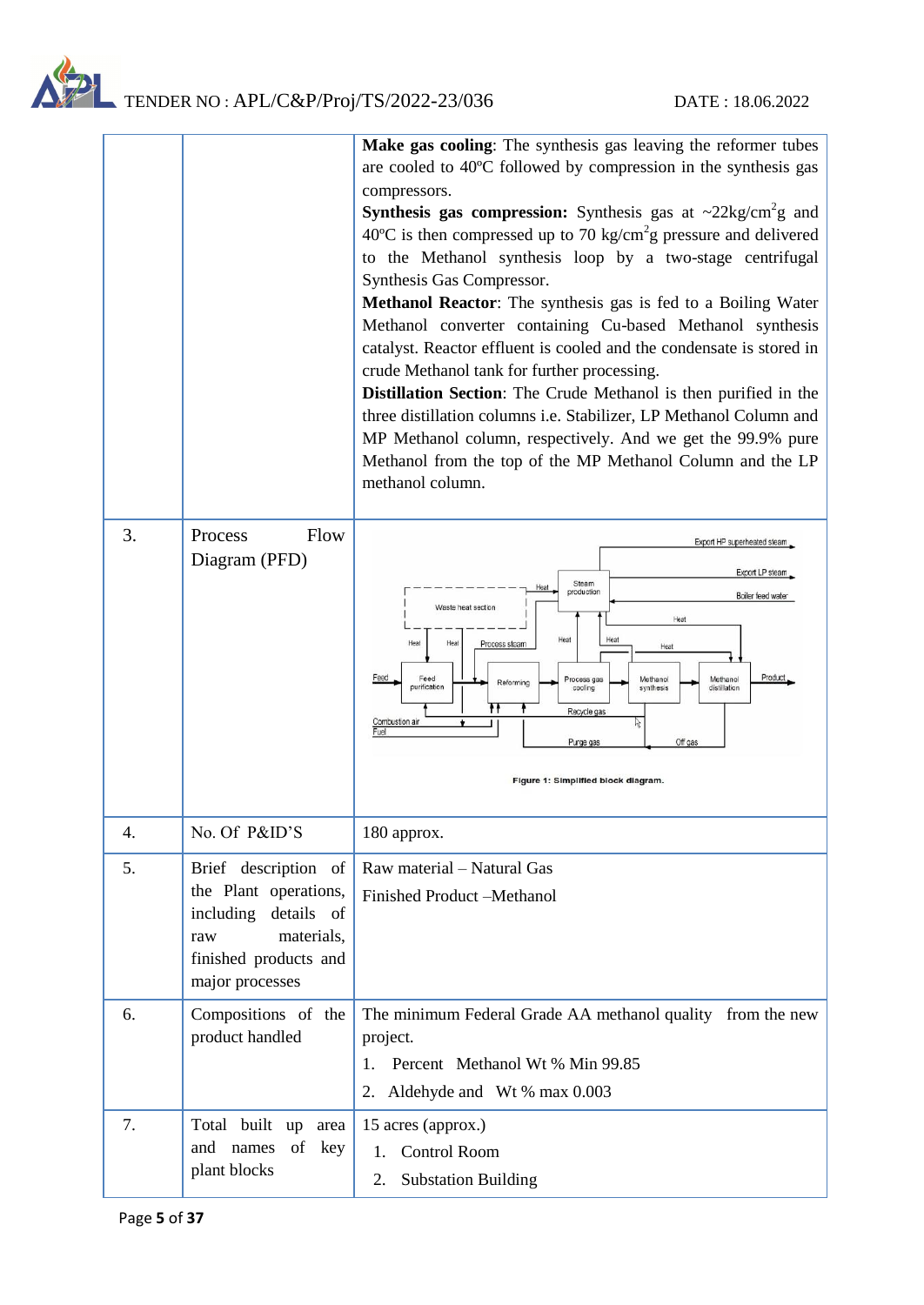| | | |
|---|---|---|
| | | **Make gas cooling**: The synthesis gas leaving the reformer tubes are cooled to 40ºC followed by compression in the synthesis gas compressors.<br>**Synthesis gas compression:** Synthesis gas at ~22kg/cm$^2$g and 40ºC is then compressed up to 70 kg/cm$^2$g pressure and delivered to the Methanol synthesis loop by a two-stage centrifugal Synthesis Gas Compressor.<br>**Methanol Reactor**: The synthesis gas is fed to a Boiling Water Methanol converter containing Cu-based Methanol synthesis catalyst. Reactor effluent is cooled and the condensate is stored in crude Methanol tank for further processing.<br>**Distillation Section**: The Crude Methanol is then purified in the three distillation columns i.e. Stabilizer, LP Methanol Column and MP Methanol column, respectively. And we get the 99.9% pure Methanol from the top of the MP Methanol Column and the LP methanol column. |
| 3. | Process Flow Diagram (PFD) | Export HP superheated steam; Export LP steam; Boiler feed water; Steam production; Waste heat section; Heat; Process steam; Feed; Feed purification; Reforming; Process gas cooling; Methanol synthesis; Methanol distillation; Product; Recycle gas; Combustion air; Fuel; Purge gas; Off gas<br>Figure 1: Simplified block diagram. |
| 4. | No. Of P&ID'S | 180 approx. |
| 5. | Brief description of the Plant operations, including details of raw materials, finished products and major processes | Raw material – Natural Gas<br>Finished Product –Methanol |
| 6. | Compositions of the product handled | The minimum Federal Grade AA methanol quality from the new project.<br>1. Percent Methanol Wt % Min 99.85<br>2. Aldehyde and Wt % max 0.003 |
| 7. | Total built up area and names of key plant blocks | 15 acres (approx.)<br>1. Control Room<br>2. Substation Building |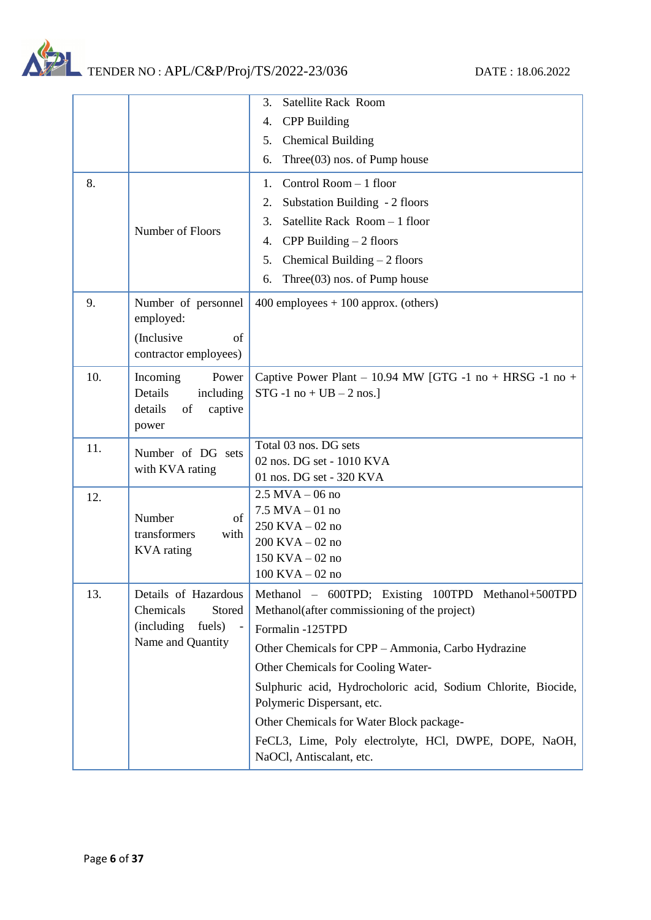| | | 3. Satellite Rack Room<br>4. CPP Building<br>5. Chemical Building<br>6. Three(03) nos. of Pump house |
|---|---|---|
| 8. | Number of Floors | 1. Control Room – 1 floor<br>2. Substation Building - 2 floors<br>3. Satellite Rack Room – 1 floor<br>4. CPP Building – 2 floors<br>5. Chemical Building – 2 floors<br>6. Three(03) nos. of Pump house |
| 9. | Number of personnel employed:<br>(Inclusive of contractor employees) | 400 employees + 100 approx. (others) |
| 10. | Incoming Power Details including details of captive power | Captive Power Plant – 10.94 MW [GTG -1 no + HRSG -1 no + STG -1 no + UB – 2 nos.] |
| 11. | Number of DG sets with KVA rating | Total 03 nos. DG sets<br>02 nos. DG set - 1010 KVA<br>01 nos. DG set - 320 KVA |
| 12. | Number of transformers with KVA rating | 2.5 MVA – 06 no<br>7.5 MVA – 01 no<br>250 KVA – 02 no<br>200 KVA – 02 no<br>150 KVA – 02 no<br>100 KVA – 02 no |
| 13. | Details of Hazardous Chemicals Stored (including fuels) - Name and Quantity | Methanol – 600TPD; Existing 100TPD Methanol+500TPD Methanol(after commissioning of the project)<br>Formalin -125TPD<br>Other Chemicals for CPP – Ammonia, Carbo Hydrazine<br>Other Chemicals for Cooling Water-<br>Sulphuric acid, Hydrocholoric acid, Sodium Chlorite, Biocide, Polymeric Dispersant, etc.<br>Other Chemicals for Water Block package-<br>FeCL3, Lime, Poly electrolyte, HCl, DWPE, DOPE, NaOH, NaOCl, Antiscalant, etc. |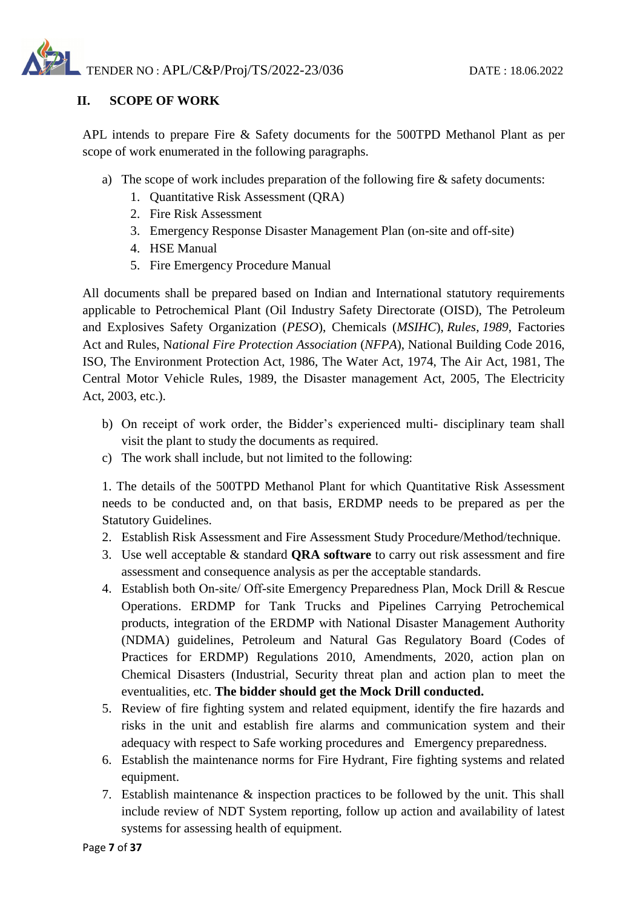## II. SCOPE OF WORK

APL intends to prepare Fire & Safety documents for the 500TPD Methanol Plant as per scope of work enumerated in the following paragraphs.

a) The scope of work includes preparation of the following fire & safety documents:
   1. Quantitative Risk Assessment (QRA)
   2. Fire Risk Assessment
   3. Emergency Response Disaster Management Plan (on-site and off-site)
   4. HSE Manual
   5. Fire Emergency Procedure Manual

All documents shall be prepared based on Indian and International statutory requirements applicable to Petrochemical Plant (Oil Industry Safety Directorate (OISD), The Petroleum and Explosives Safety Organization (*PESO*), Chemicals (*MSIHC*), *Rules*, *1989*, Factories Act and Rules, N*ational Fire Protection Association* (*NFPA*), National Building Code 2016, ISO, The Environment Protection Act, 1986, The Water Act, 1974, The Air Act, 1981, The Central Motor Vehicle Rules, 1989, the Disaster management Act, 2005, The Electricity Act, 2003, etc.).

b) On receipt of work order, the Bidder's experienced multi- disciplinary team shall visit the plant to study the documents as required.

c) The work shall include, but not limited to the following:

1. The details of the 500TPD Methanol Plant for which Quantitative Risk Assessment needs to be conducted and, on that basis, ERDMP needs to be prepared as per the Statutory Guidelines.
2. Establish Risk Assessment and Fire Assessment Study Procedure/Method/technique.
3. Use well acceptable & standard **QRA software** to carry out risk assessment and fire assessment and consequence analysis as per the acceptable standards.
4. Establish both On-site/ Off-site Emergency Preparedness Plan, Mock Drill & Rescue Operations. ERDMP for Tank Trucks and Pipelines Carrying Petrochemical products, integration of the ERDMP with National Disaster Management Authority (NDMA) guidelines, Petroleum and Natural Gas Regulatory Board (Codes of Practices for ERDMP) Regulations 2010, Amendments, 2020, action plan on Chemical Disasters (Industrial, Security threat plan and action plan to meet the eventualities, etc. **The bidder should get the Mock Drill conducted.**
5. Review of fire fighting system and related equipment, identify the fire hazards and risks in the unit and establish fire alarms and communication system and their adequacy with respect to Safe working procedures and Emergency preparedness.
6. Establish the maintenance norms for Fire Hydrant, Fire fighting systems and related equipment.
7. Establish maintenance & inspection practices to be followed by the unit. This shall include review of NDT System reporting, follow up action and availability of latest systems for assessing health of equipment.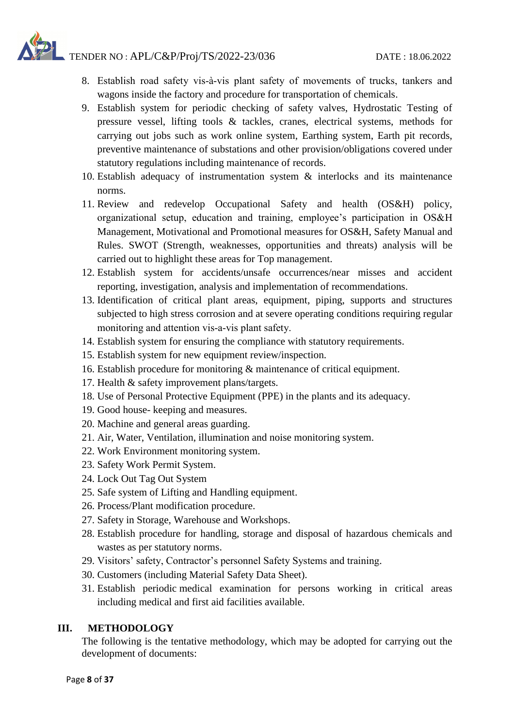8. Establish road safety vis-à-vis plant safety of movements of trucks, tankers and wagons inside the factory and procedure for transportation of chemicals.
9. Establish system for periodic checking of safety valves, Hydrostatic Testing of pressure vessel, lifting tools & tackles, cranes, electrical systems, methods for carrying out jobs such as work online system, Earthing system, Earth pit records, preventive maintenance of substations and other provision/obligations covered under statutory regulations including maintenance of records.
10. Establish adequacy of instrumentation system & interlocks and its maintenance norms.
11. Review and redevelop Occupational Safety and health (OS&H) policy, organizational setup, education and training, employee's participation in OS&H Management, Motivational and Promotional measures for OS&H, Safety Manual and Rules. SWOT (Strength, weaknesses, opportunities and threats) analysis will be carried out to highlight these areas for Top management.
12. Establish system for accidents/unsafe occurrences/near misses and accident reporting, investigation, analysis and implementation of recommendations.
13. Identification of critical plant areas, equipment, piping, supports and structures subjected to high stress corrosion and at severe operating conditions requiring regular monitoring and attention vis-a-vis plant safety.
14. Establish system for ensuring the compliance with statutory requirements.
15. Establish system for new equipment review/inspection.
16. Establish procedure for monitoring & maintenance of critical equipment.
17. Health & safety improvement plans/targets.
18. Use of Personal Protective Equipment (PPE) in the plants and its adequacy.
19. Good house- keeping and measures.
20. Machine and general areas guarding.
21. Air, Water, Ventilation, illumination and noise monitoring system.
22. Work Environment monitoring system.
23. Safety Work Permit System.
24. Lock Out Tag Out System
25. Safe system of Lifting and Handling equipment.
26. Process/Plant modification procedure.
27. Safety in Storage, Warehouse and Workshops.
28. Establish procedure for handling, storage and disposal of hazardous chemicals and wastes as per statutory norms.
29. Visitors' safety, Contractor's personnel Safety Systems and training.
30. Customers (including Material Safety Data Sheet).
31. Establish periodic medical examination for persons working in critical areas including medical and first aid facilities available.

## III. METHODOLOGY

The following is the tentative methodology, which may be adopted for carrying out the development of documents: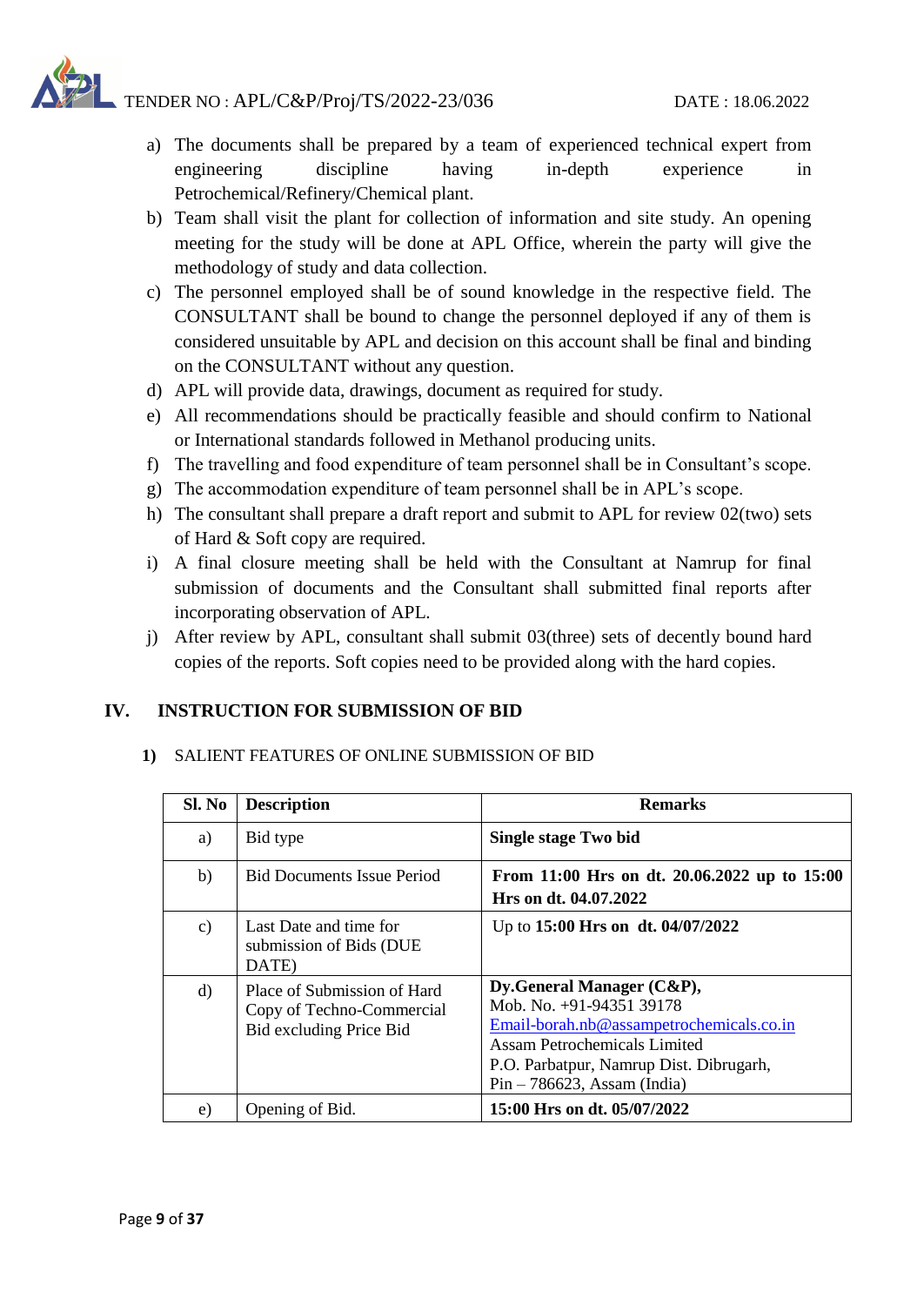- a) The documents shall be prepared by a team of experienced technical expert from engineering discipline having in-depth experience in Petrochemical/Refinery/Chemical plant.
- b) Team shall visit the plant for collection of information and site study. An opening meeting for the study will be done at APL Office, wherein the party will give the methodology of study and data collection.
- c) The personnel employed shall be of sound knowledge in the respective field. The CONSULTANT shall be bound to change the personnel deployed if any of them is considered unsuitable by APL and decision on this account shall be final and binding on the CONSULTANT without any question.
- d) APL will provide data, drawings, document as required for study.
- e) All recommendations should be practically feasible and should confirm to National or International standards followed in Methanol producing units.
- f) The travelling and food expenditure of team personnel shall be in Consultant's scope.
- g) The accommodation expenditure of team personnel shall be in APL's scope.
- h) The consultant shall prepare a draft report and submit to APL for review 02(two) sets of Hard & Soft copy are required.
- i) A final closure meeting shall be held with the Consultant at Namrup for final submission of documents and the Consultant shall submitted final reports after incorporating observation of APL.
- j) After review by APL, consultant shall submit 03(three) sets of decently bound hard copies of the reports. Soft copies need to be provided along with the hard copies.

## IV. INSTRUCTION FOR SUBMISSION OF BID

**1)** SALIENT FEATURES OF ONLINE SUBMISSION OF BID

| Sl. No | Description | Remarks |
|---|---|---|
| a) | Bid type | **Single stage Two bid** |
| b) | Bid Documents Issue Period | **From 11:00 Hrs on dt. 20.06.2022 up to 15:00 Hrs on dt. 04.07.2022** |
| c) | Last Date and time for submission of Bids (DUE DATE) | Up to **15:00 Hrs on dt. 04/07/2022** |
| d) | Place of Submission of Hard Copy of Techno-Commercial Bid excluding Price Bid | **Dy.General Manager (C&P),**<br>Mob. No. +91-94351 39178<br>Email-borah.nb@assampetrochemicals.co.in<br>Assam Petrochemicals Limited<br>P.O. Parbatpur, Namrup Dist. Dibrugarh,<br>Pin – 786623, Assam (India) |
| e) | Opening of Bid. | **15:00 Hrs on dt. 05/07/2022** |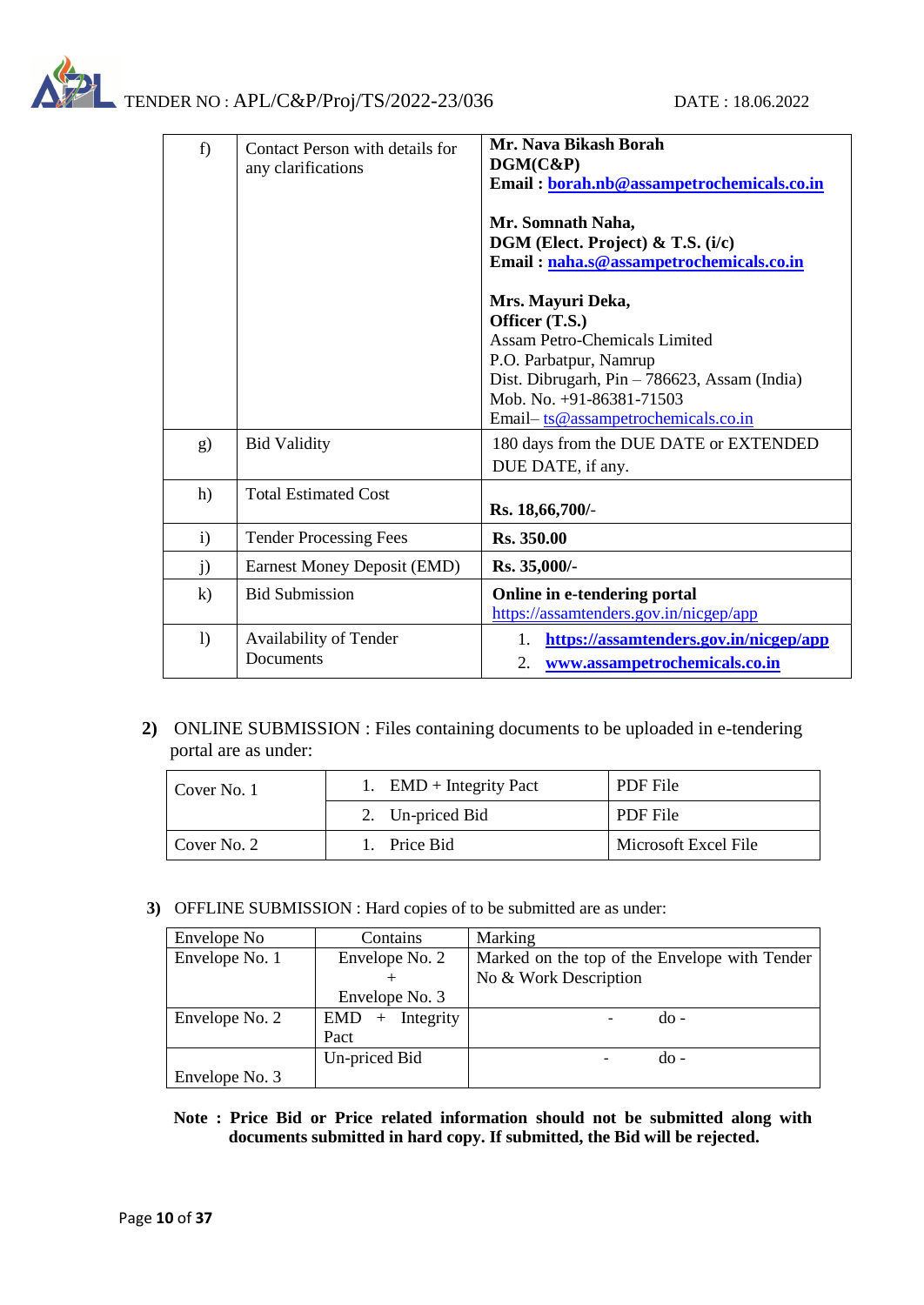| | | |
|---|---|---|
| f) | Contact Person with details for any clarifications | **Mr. Nava Bikash Borah**<br>**DGM(C&P)**<br>**Email : borah.nb@assampetrochemicals.co.in**<br><br>**Mr. Somnath Naha,**<br>**DGM (Elect. Project) & T.S. (i/c)**<br>**Email : naha.s@assampetrochemicals.co.in**<br><br>**Mrs. Mayuri Deka,**<br>**Officer (T.S.)**<br>Assam Petro-Chemicals Limited<br>P.O. Parbatpur, Namrup<br>Dist. Dibrugarh, Pin – 786623, Assam (India)<br>Mob. No. +91-86381-71503<br>Email– ts@assampetrochemicals.co.in |
| g) | Bid Validity | 180 days from the DUE DATE or EXTENDED DUE DATE, if any. |
| h) | Total Estimated Cost | **Rs. 18,66,700/-** |
| i) | Tender Processing Fees | **Rs. 350.00** |
| j) | Earnest Money Deposit (EMD) | **Rs. 35,000/-** |
| k) | Bid Submission | **Online in e-tendering portal**<br>https://assamtenders.gov.in/nicgep/app |
| l) | Availability of Tender Documents | 1. **https://assamtenders.gov.in/nicgep/app**<br>2. **www.assampetrochemicals.co.in** |

**2)** ONLINE SUBMISSION : Files containing documents to be uploaded in e-tendering portal are as under:

| | | |
|---|---|---|
| Cover No. 1 | 1. EMD + Integrity Pact | PDF File |
| | 2. Un-priced Bid | PDF File |
| Cover No. 2 | 1. Price Bid | Microsoft Excel File |

**3)** OFFLINE SUBMISSION : Hard copies of to be submitted are as under:

| Envelope No | Contains | Marking |
|---|---|---|
| Envelope No. 1 | Envelope No. 2 + Envelope No. 3 | Marked on the top of the Envelope with Tender No & Work Description |
| Envelope No. 2 | EMD + Integrity Pact | - do - |
| Envelope No. 3 | Un-priced Bid | - do - |

**Note : Price Bid or Price related information should not be submitted along with documents submitted in hard copy. If submitted, the Bid will be rejected.**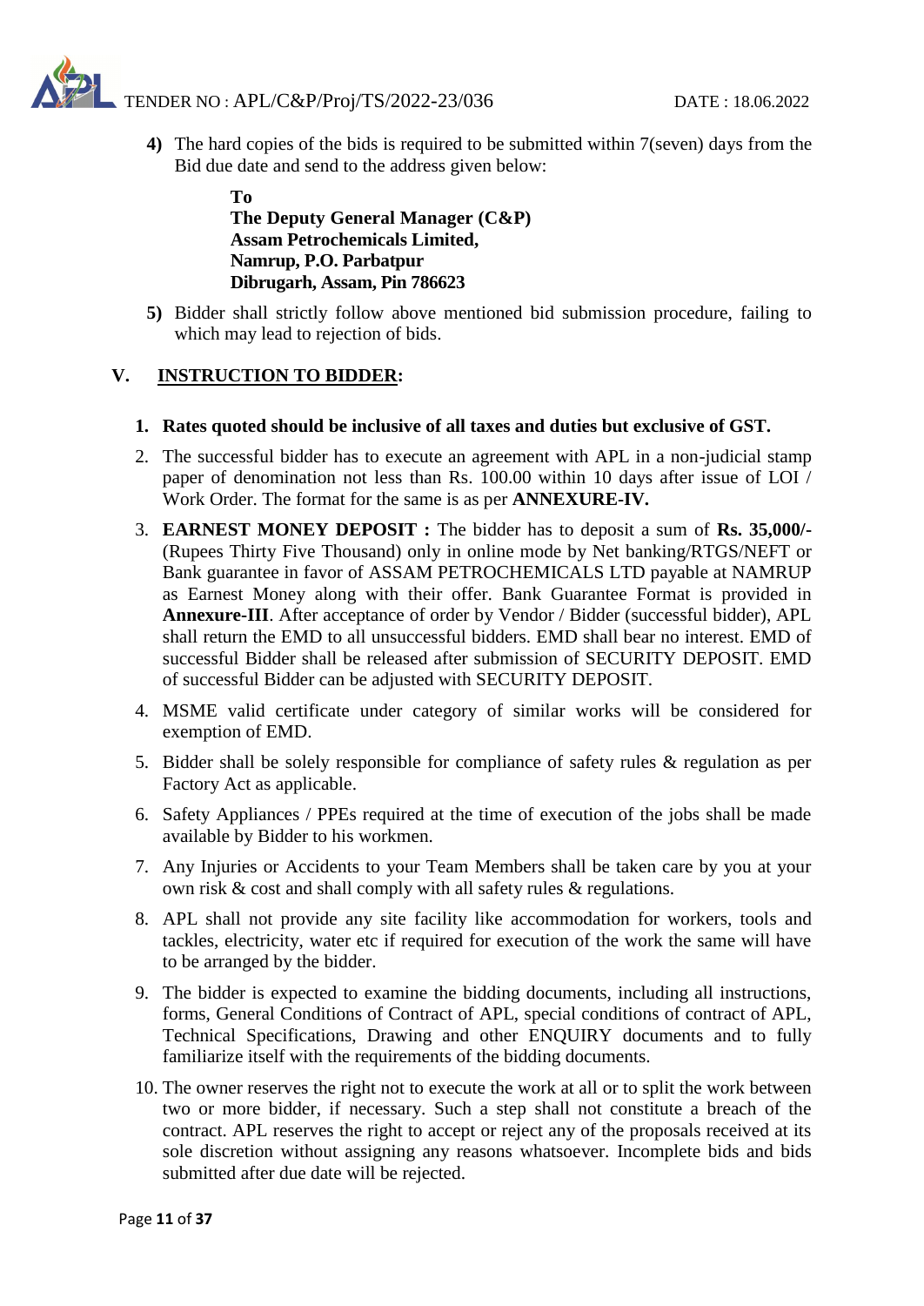4) The hard copies of the bids is required to be submitted within 7(seven) days from the Bid due date and send to the address given below:

> **To**
> **The Deputy General Manager (C&P)**
> **Assam Petrochemicals Limited,**
> **Namrup, P.O. Parbatpur**
> **Dibrugarh, Assam, Pin 786623**

5) Bidder shall strictly follow above mentioned bid submission procedure, failing to which may lead to rejection of bids.

## V. <u>INSTRUCTION TO BIDDER</u>:

1. **Rates quoted should be inclusive of all taxes and duties but exclusive of GST.**
2. The successful bidder has to execute an agreement with APL in a non-judicial stamp paper of denomination not less than Rs. 100.00 within 10 days after issue of LOI / Work Order. The format for the same is as per **ANNEXURE-IV.**
3. **EARNEST MONEY DEPOSIT :** The bidder has to deposit a sum of **Rs. 35,000/-** (Rupees Thirty Five Thousand) only in online mode by Net banking/RTGS/NEFT or Bank guarantee in favor of ASSAM PETROCHEMICALS LTD payable at NAMRUP as Earnest Money along with their offer. Bank Guarantee Format is provided in **Annexure-III**. After acceptance of order by Vendor / Bidder (successful bidder), APL shall return the EMD to all unsuccessful bidders. EMD shall bear no interest. EMD of successful Bidder shall be released after submission of SECURITY DEPOSIT. EMD of successful Bidder can be adjusted with SECURITY DEPOSIT.
4. MSME valid certificate under category of similar works will be considered for exemption of EMD.
5. Bidder shall be solely responsible for compliance of safety rules & regulation as per Factory Act as applicable.
6. Safety Appliances / PPEs required at the time of execution of the jobs shall be made available by Bidder to his workmen.
7. Any Injuries or Accidents to your Team Members shall be taken care by you at your own risk & cost and shall comply with all safety rules & regulations.
8. APL shall not provide any site facility like accommodation for workers, tools and tackles, electricity, water etc if required for execution of the work the same will have to be arranged by the bidder.
9. The bidder is expected to examine the bidding documents, including all instructions, forms, General Conditions of Contract of APL, special conditions of contract of APL, Technical Specifications, Drawing and other ENQUIRY documents and to fully familiarize itself with the requirements of the bidding documents.
10. The owner reserves the right not to execute the work at all or to split the work between two or more bidder, if necessary. Such a step shall not constitute a breach of the contract. APL reserves the right to accept or reject any of the proposals received at its sole discretion without assigning any reasons whatsoever. Incomplete bids and bids submitted after due date will be rejected.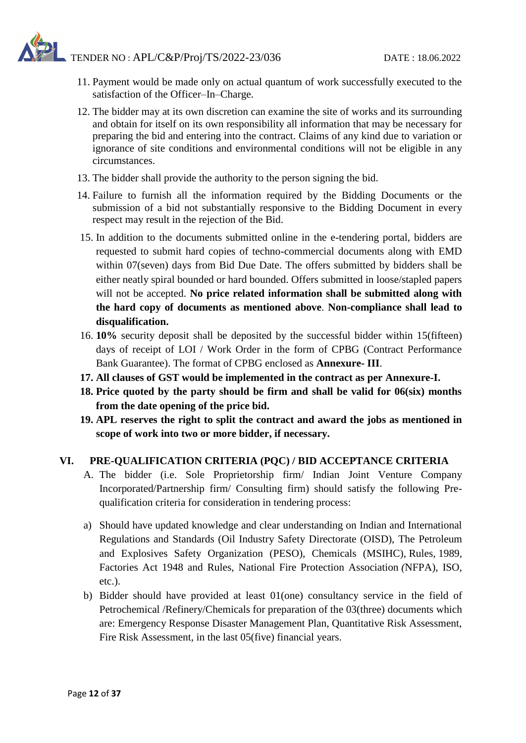11. Payment would be made only on actual quantum of work successfully executed to the satisfaction of the Officer–In–Charge.
12. The bidder may at its own discretion can examine the site of works and its surrounding and obtain for itself on its own responsibility all information that may be necessary for preparing the bid and entering into the contract. Claims of any kind due to variation or ignorance of site conditions and environmental conditions will not be eligible in any circumstances.
13. The bidder shall provide the authority to the person signing the bid.
14. Failure to furnish all the information required by the Bidding Documents or the submission of a bid not substantially responsive to the Bidding Document in every respect may result in the rejection of the Bid.
15. In addition to the documents submitted online in the e-tendering portal, bidders are requested to submit hard copies of techno-commercial documents along with EMD within 07(seven) days from Bid Due Date. The offers submitted by bidders shall be either neatly spiral bounded or hard bounded. Offers submitted in loose/stapled papers will not be accepted. **No price related information shall be submitted along with the hard copy of documents as mentioned above**. **Non-compliance shall lead to disqualification.**
16. **10%** security deposit shall be deposited by the successful bidder within 15(fifteen) days of receipt of LOI / Work Order in the form of CPBG (Contract Performance Bank Guarantee). The format of CPBG enclosed as **Annexure- III**.
17. **All clauses of GST would be implemented in the contract as per Annexure-I.**
18. **Price quoted by the party should be firm and shall be valid for 06(six) months from the date opening of the price bid.**
19. **APL reserves the right to split the contract and award the jobs as mentioned in scope of work into two or more bidder, if necessary.**

## VI. PRE-QUALIFICATION CRITERIA (PQC) / BID ACCEPTANCE CRITERIA

A. The bidder (i.e. Sole Proprietorship firm/ Indian Joint Venture Company Incorporated/Partnership firm/ Consulting firm) should satisfy the following Pre-qualification criteria for consideration in tendering process:

a) Should have updated knowledge and clear understanding on Indian and International Regulations and Standards (Oil Industry Safety Directorate (OISD), The Petroleum and Explosives Safety Organization (PESO), Chemicals (MSIHC), Rules, 1989, Factories Act 1948 and Rules, National Fire Protection Association *(*NFPA), ISO, etc.).

b) Bidder should have provided at least 01(one) consultancy service in the field of Petrochemical /Refinery/Chemicals for preparation of the 03(three) documents which are: Emergency Response Disaster Management Plan, Quantitative Risk Assessment, Fire Risk Assessment, in the last 05(five) financial years.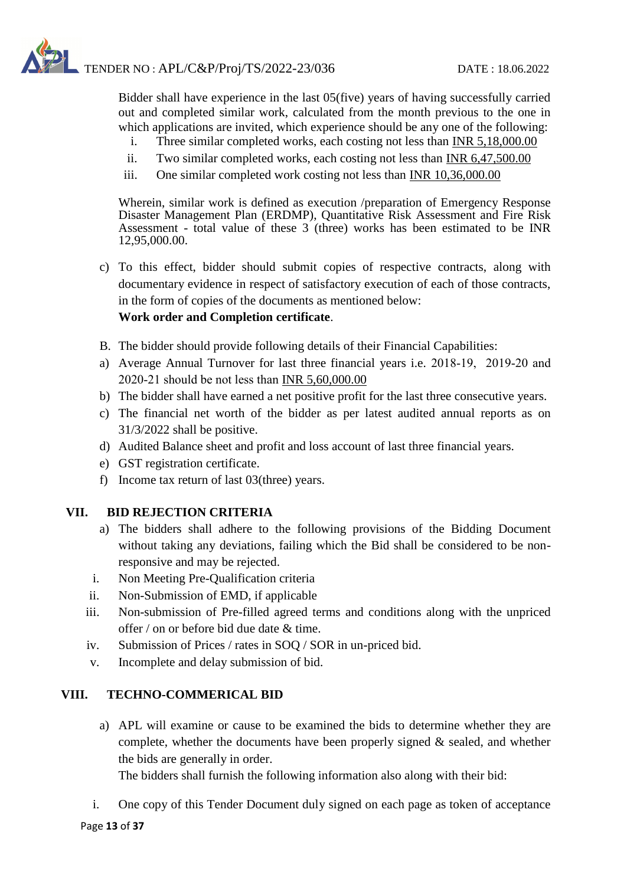Bidder shall have experience in the last 05(five) years of having successfully carried out and completed similar work, calculated from the month previous to the one in which applications are invited, which experience should be any one of the following:

i. Three similar completed works, each costing not less than INR 5,18,000.00
ii. Two similar completed works, each costing not less than INR 6,47,500.00
iii. One similar completed work costing not less than INR 10,36,000.00

Wherein, similar work is defined as execution /preparation of Emergency Response Disaster Management Plan (ERDMP), Quantitative Risk Assessment and Fire Risk Assessment - total value of these 3 (three) works has been estimated to be INR 12,95,000.00.

c) To this effect, bidder should submit copies of respective contracts, along with documentary evidence in respect of satisfactory execution of each of those contracts, in the form of copies of the documents as mentioned below:
**Work order and Completion certificate**.

B. The bidder should provide following details of their Financial Capabilities:

a) Average Annual Turnover for last three financial years i.e. 2018-19, 2019-20 and 2020-21 should be not less than INR 5,60,000.00
b) The bidder shall have earned a net positive profit for the last three consecutive years.
c) The financial net worth of the bidder as per latest audited annual reports as on 31/3/2022 shall be positive.
d) Audited Balance sheet and profit and loss account of last three financial years.
e) GST registration certificate.
f) Income tax return of last 03(three) years.

## VII. BID REJECTION CRITERIA

a) The bidders shall adhere to the following provisions of the Bidding Document without taking any deviations, failing which the Bid shall be considered to be non-responsive and may be rejected.

i. Non Meeting Pre-Qualification criteria
ii. Non-Submission of EMD, if applicable
iii. Non-submission of Pre-filled agreed terms and conditions along with the unpriced offer / on or before bid due date & time.
iv. Submission of Prices / rates in SOQ / SOR in un-priced bid.
v. Incomplete and delay submission of bid.

## VIII. TECHNO-COMMERICAL BID

a) APL will examine or cause to be examined the bids to determine whether they are complete, whether the documents have been properly signed & sealed, and whether the bids are generally in order.
The bidders shall furnish the following information also along with their bid:

i. One copy of this Tender Document duly signed on each page as token of acceptance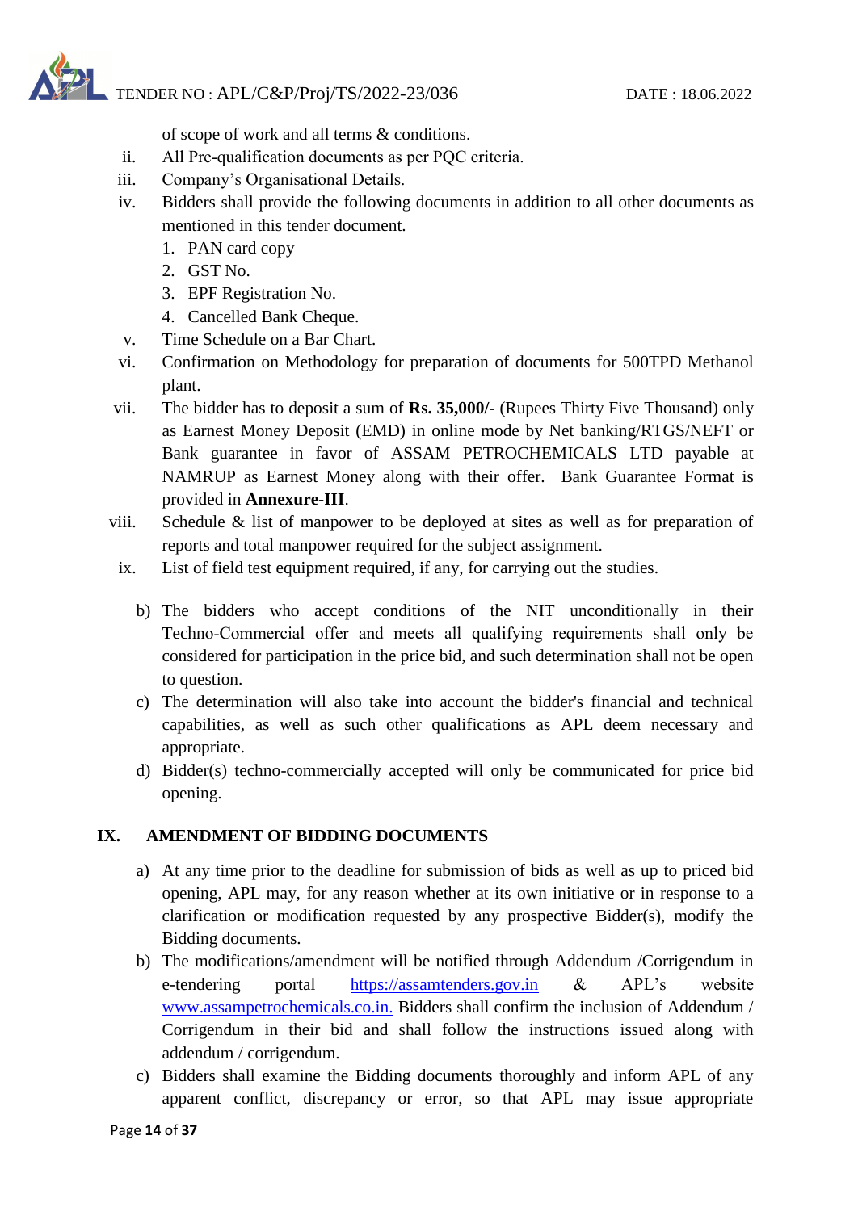of scope of work and all terms & conditions.

ii. All Pre-qualification documents as per PQC criteria.

iii. Company's Organisational Details.

iv. Bidders shall provide the following documents in addition to all other documents as mentioned in this tender document.
   1. PAN card copy
   2. GST No.
   3. EPF Registration No.
   4. Cancelled Bank Cheque.

v. Time Schedule on a Bar Chart.

vi. Confirmation on Methodology for preparation of documents for 500TPD Methanol plant.

vii. The bidder has to deposit a sum of **Rs. 35,000/-** (Rupees Thirty Five Thousand) only as Earnest Money Deposit (EMD) in online mode by Net banking/RTGS/NEFT or Bank guarantee in favor of ASSAM PETROCHEMICALS LTD payable at NAMRUP as Earnest Money along with their offer. Bank Guarantee Format is provided in **Annexure-III**.

viii. Schedule & list of manpower to be deployed at sites as well as for preparation of reports and total manpower required for the subject assignment.

ix. List of field test equipment required, if any, for carrying out the studies.

b) The bidders who accept conditions of the NIT unconditionally in their Techno-Commercial offer and meets all qualifying requirements shall only be considered for participation in the price bid, and such determination shall not be open to question.

c) The determination will also take into account the bidder's financial and technical capabilities, as well as such other qualifications as APL deem necessary and appropriate.

d) Bidder(s) techno-commercially accepted will only be communicated for price bid opening.

## IX. AMENDMENT OF BIDDING DOCUMENTS

a) At any time prior to the deadline for submission of bids as well as up to priced bid opening, APL may, for any reason whether at its own initiative or in response to a clarification or modification requested by any prospective Bidder(s), modify the Bidding documents.

b) The modifications/amendment will be notified through Addendum /Corrigendum in e-tendering portal https://assamtenders.gov.in & APL's website www.assampetrochemicals.co.in. Bidders shall confirm the inclusion of Addendum / Corrigendum in their bid and shall follow the instructions issued along with addendum / corrigendum.

c) Bidders shall examine the Bidding documents thoroughly and inform APL of any apparent conflict, discrepancy or error, so that APL may issue appropriate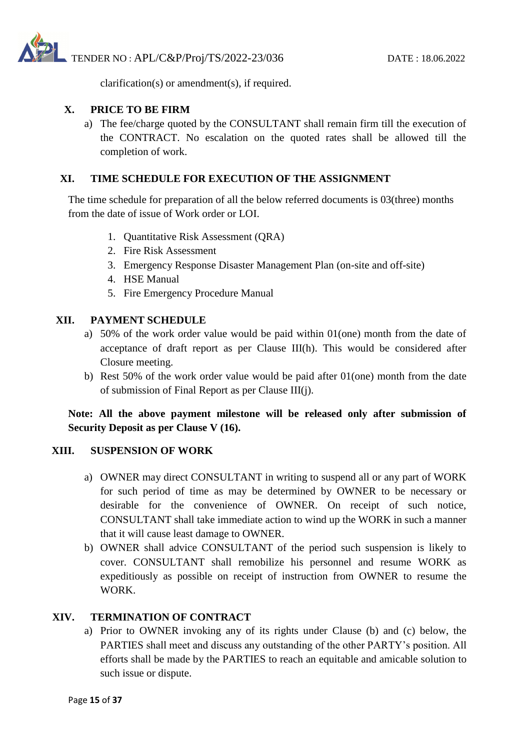clarification(s) or amendment(s), if required.

## X. PRICE TO BE FIRM

a) The fee/charge quoted by the CONSULTANT shall remain firm till the execution of the CONTRACT. No escalation on the quoted rates shall be allowed till the completion of work.

## XI. TIME SCHEDULE FOR EXECUTION OF THE ASSIGNMENT

The time schedule for preparation of all the below referred documents is 03(three) months from the date of issue of Work order or LOI.

1. Quantitative Risk Assessment (QRA)
2. Fire Risk Assessment
3. Emergency Response Disaster Management Plan (on-site and off-site)
4. HSE Manual
5. Fire Emergency Procedure Manual

## XII. PAYMENT SCHEDULE

a) 50% of the work order value would be paid within 01(one) month from the date of acceptance of draft report as per Clause III(h). This would be considered after Closure meeting.

b) Rest 50% of the work order value would be paid after 01(one) month from the date of submission of Final Report as per Clause III(j).

**Note: All the above payment milestone will be released only after submission of Security Deposit as per Clause V (16).**

## XIII. SUSPENSION OF WORK

a) OWNER may direct CONSULTANT in writing to suspend all or any part of WORK for such period of time as may be determined by OWNER to be necessary or desirable for the convenience of OWNER. On receipt of such notice, CONSULTANT shall take immediate action to wind up the WORK in such a manner that it will cause least damage to OWNER.

b) OWNER shall advice CONSULTANT of the period such suspension is likely to cover. CONSULTANT shall remobilize his personnel and resume WORK as expeditiously as possible on receipt of instruction from OWNER to resume the WORK.

## XIV. TERMINATION OF CONTRACT

a) Prior to OWNER invoking any of its rights under Clause (b) and (c) below, the PARTIES shall meet and discuss any outstanding of the other PARTY's position. All efforts shall be made by the PARTIES to reach an equitable and amicable solution to such issue or dispute.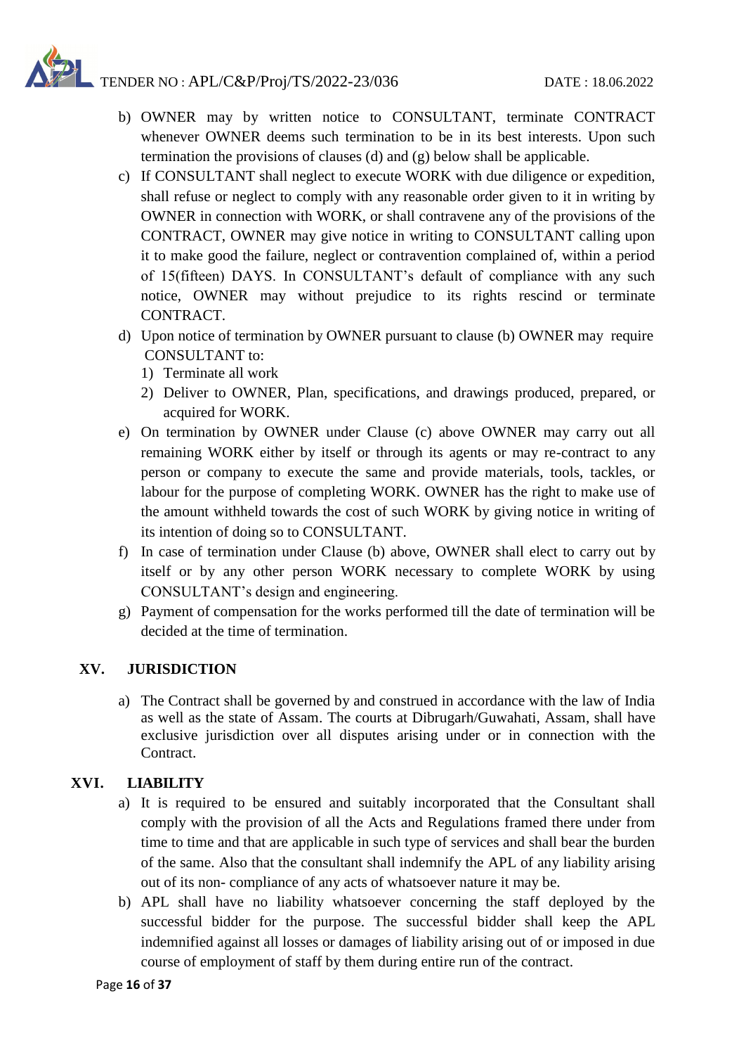b) OWNER may by written notice to CONSULTANT, terminate CONTRACT whenever OWNER deems such termination to be in its best interests. Upon such termination the provisions of clauses (d) and (g) below shall be applicable.

c) If CONSULTANT shall neglect to execute WORK with due diligence or expedition, shall refuse or neglect to comply with any reasonable order given to it in writing by OWNER in connection with WORK, or shall contravene any of the provisions of the CONTRACT, OWNER may give notice in writing to CONSULTANT calling upon it to make good the failure, neglect or contravention complained of, within a period of 15(fifteen) DAYS. In CONSULTANT's default of compliance with any such notice, OWNER may without prejudice to its rights rescind or terminate CONTRACT.

d) Upon notice of termination by OWNER pursuant to clause (b) OWNER may require CONSULTANT to:
   1) Terminate all work
   2) Deliver to OWNER, Plan, specifications, and drawings produced, prepared, or acquired for WORK.

e) On termination by OWNER under Clause (c) above OWNER may carry out all remaining WORK either by itself or through its agents or may re-contract to any person or company to execute the same and provide materials, tools, tackles, or labour for the purpose of completing WORK. OWNER has the right to make use of the amount withheld towards the cost of such WORK by giving notice in writing of its intention of doing so to CONSULTANT.

f) In case of termination under Clause (b) above, OWNER shall elect to carry out by itself or by any other person WORK necessary to complete WORK by using CONSULTANT's design and engineering.

g) Payment of compensation for the works performed till the date of termination will be decided at the time of termination.

## XV. JURISDICTION

a) The Contract shall be governed by and construed in accordance with the law of India as well as the state of Assam. The courts at Dibrugarh/Guwahati, Assam, shall have exclusive jurisdiction over all disputes arising under or in connection with the Contract.

## XVI. LIABILITY

a) It is required to be ensured and suitably incorporated that the Consultant shall comply with the provision of all the Acts and Regulations framed there under from time to time and that are applicable in such type of services and shall bear the burden of the same. Also that the consultant shall indemnify the APL of any liability arising out of its non- compliance of any acts of whatsoever nature it may be.

b) APL shall have no liability whatsoever concerning the staff deployed by the successful bidder for the purpose. The successful bidder shall keep the APL indemnified against all losses or damages of liability arising out of or imposed in due course of employment of staff by them during entire run of the contract.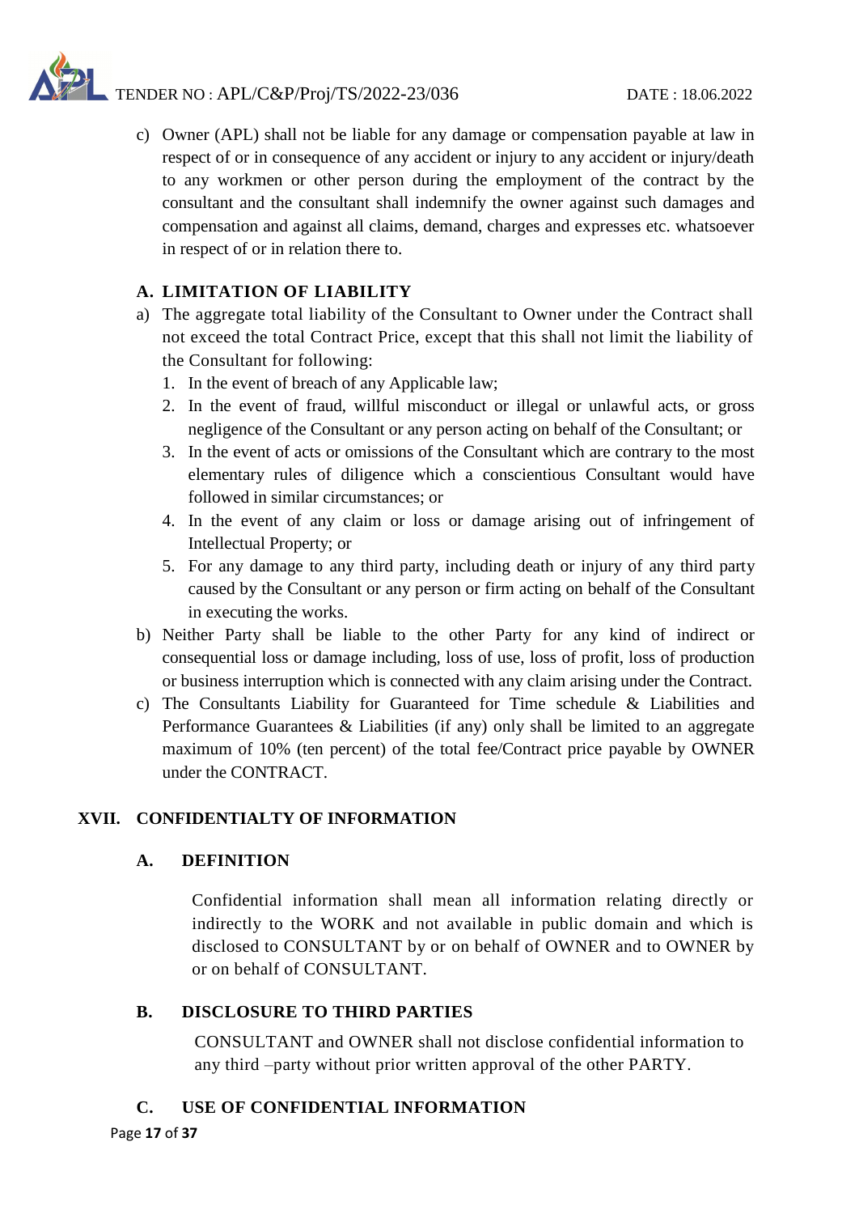c) Owner (APL) shall not be liable for any damage or compensation payable at law in respect of or in consequence of any accident or injury to any accident or injury/death to any workmen or other person during the employment of the contract by the consultant and the consultant shall indemnify the owner against such damages and compensation and against all claims, demand, charges and expresses etc. whatsoever in respect of or in relation there to.

### A. LIMITATION OF LIABILITY

a) The aggregate total liability of the Consultant to Owner under the Contract shall not exceed the total Contract Price, except that this shall not limit the liability of the Consultant for following:
   1. In the event of breach of any Applicable law;
   2. In the event of fraud, willful misconduct or illegal or unlawful acts, or gross negligence of the Consultant or any person acting on behalf of the Consultant; or
   3. In the event of acts or omissions of the Consultant which are contrary to the most elementary rules of diligence which a conscientious Consultant would have followed in similar circumstances; or
   4. In the event of any claim or loss or damage arising out of infringement of Intellectual Property; or
   5. For any damage to any third party, including death or injury of any third party caused by the Consultant or any person or firm acting on behalf of the Consultant in executing the works.

b) Neither Party shall be liable to the other Party for any kind of indirect or consequential loss or damage including, loss of use, loss of profit, loss of production or business interruption which is connected with any claim arising under the Contract.

c) The Consultants Liability for Guaranteed for Time schedule & Liabilities and Performance Guarantees & Liabilities (if any) only shall be limited to an aggregate maximum of 10% (ten percent) of the total fee/Contract price payable by OWNER under the CONTRACT.

## XVII. CONFIDENTIALTY OF INFORMATION

### A. DEFINITION

Confidential information shall mean all information relating directly or indirectly to the WORK and not available in public domain and which is disclosed to CONSULTANT by or on behalf of OWNER and to OWNER by or on behalf of CONSULTANT.

### B. DISCLOSURE TO THIRD PARTIES

CONSULTANT and OWNER shall not disclose confidential information to any third –party without prior written approval of the other PARTY.

### C. USE OF CONFIDENTIAL INFORMATION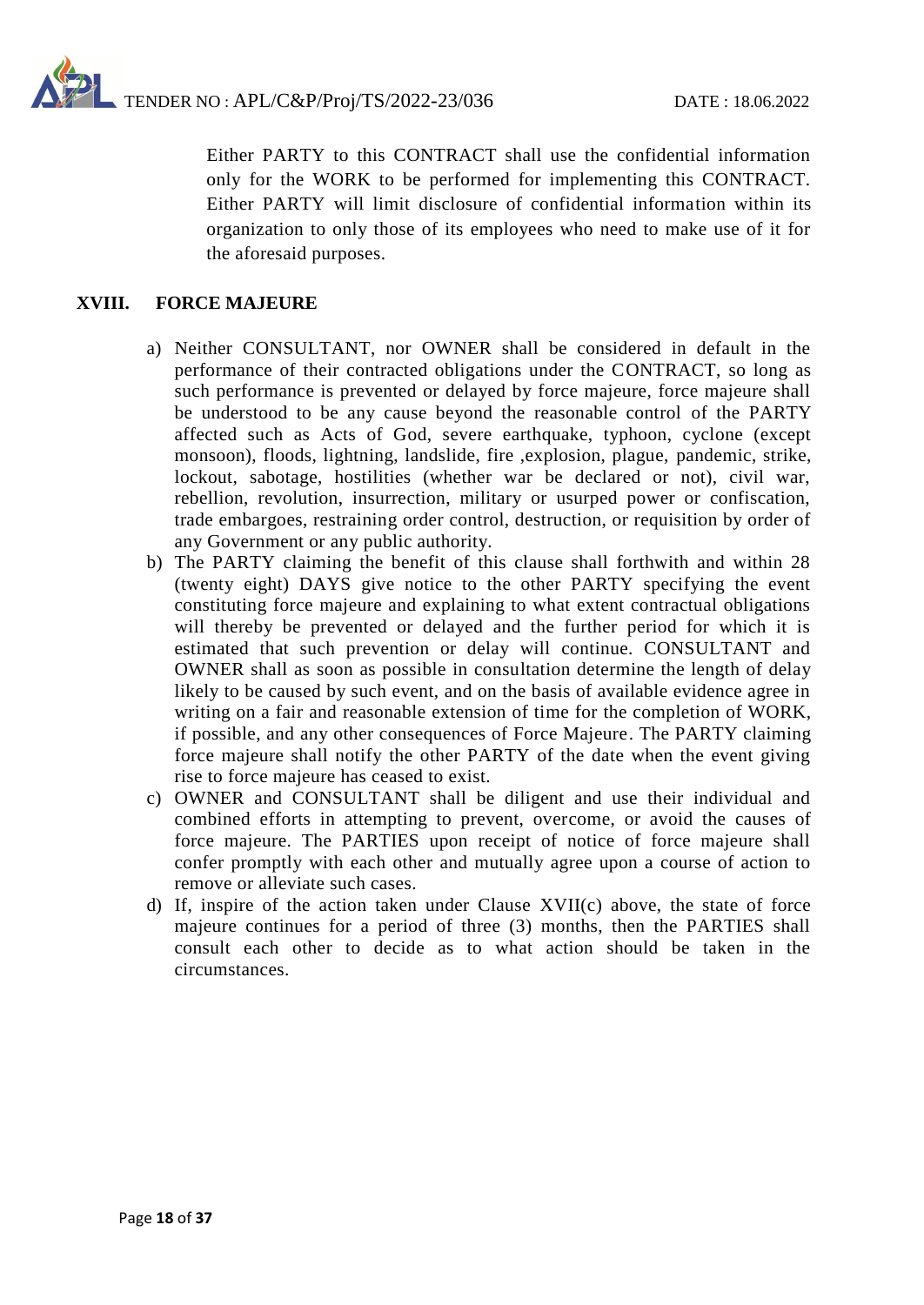Either PARTY to this CONTRACT shall use the confidential information only for the WORK to be performed for implementing this CONTRACT. Either PARTY will limit disclosure of confidential information within its organization to only those of its employees who need to make use of it for the aforesaid purposes.

## XVIII. FORCE MAJEURE

a) Neither CONSULTANT, nor OWNER shall be considered in default in the performance of their contracted obligations under the CONTRACT, so long as such performance is prevented or delayed by force majeure, force majeure shall be understood to be any cause beyond the reasonable control of the PARTY affected such as Acts of God, severe earthquake, typhoon, cyclone (except monsoon), floods, lightning, landslide, fire ,explosion, plague, pandemic, strike, lockout, sabotage, hostilities (whether war be declared or not), civil war, rebellion, revolution, insurrection, military or usurped power or confiscation, trade embargoes, restraining order control, destruction, or requisition by order of any Government or any public authority.

b) The PARTY claiming the benefit of this clause shall forthwith and within 28 (twenty eight) DAYS give notice to the other PARTY specifying the event constituting force majeure and explaining to what extent contractual obligations will thereby be prevented or delayed and the further period for which it is estimated that such prevention or delay will continue. CONSULTANT and OWNER shall as soon as possible in consultation determine the length of delay likely to be caused by such event, and on the basis of available evidence agree in writing on a fair and reasonable extension of time for the completion of WORK, if possible, and any other consequences of Force Majeure. The PARTY claiming force majeure shall notify the other PARTY of the date when the event giving rise to force majeure has ceased to exist.

c) OWNER and CONSULTANT shall be diligent and use their individual and combined efforts in attempting to prevent, overcome, or avoid the causes of force majeure. The PARTIES upon receipt of notice of force majeure shall confer promptly with each other and mutually agree upon a course of action to remove or alleviate such cases.

d) If, inspire of the action taken under Clause XVII(c) above, the state of force majeure continues for a period of three (3) months, then the PARTIES shall consult each other to decide as to what action should be taken in the circumstances.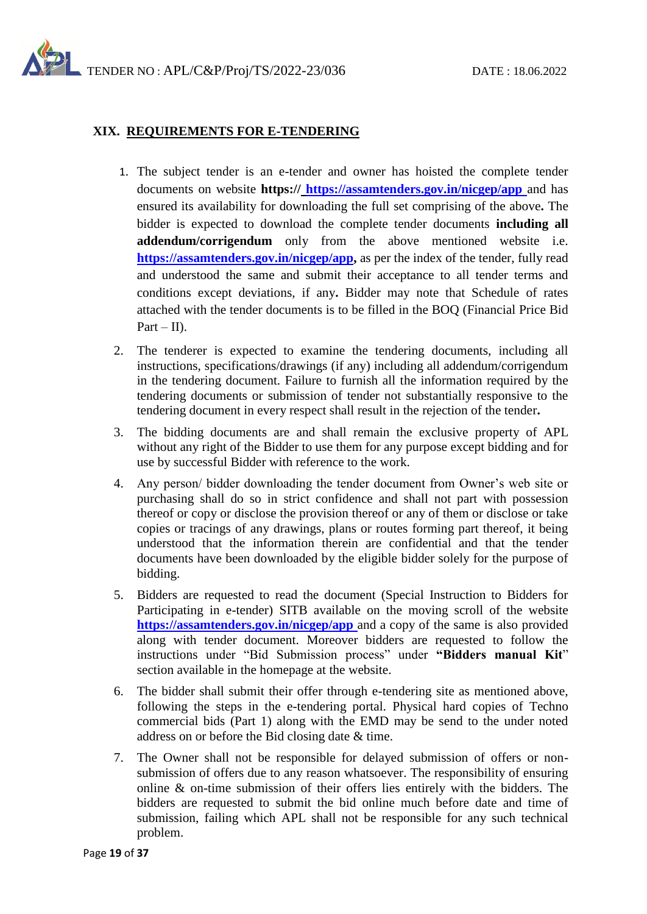## XIX. REQUIREMENTS FOR E-TENDERING

1. The subject tender is an e-tender and owner has hoisted the complete tender documents on website **https:// https://assamtenders.gov.in/nicgep/app** and has ensured its availability for downloading the full set comprising of the above**.** The bidder is expected to download the complete tender documents **including all addendum/corrigendum** only from the above mentioned website i.e. **https://assamtenders.gov.in/nicgep/app,** as per the index of the tender, fully read and understood the same and submit their acceptance to all tender terms and conditions except deviations, if any**.** Bidder may note that Schedule of rates attached with the tender documents is to be filled in the BOQ (Financial Price Bid Part – II).

2. The tenderer is expected to examine the tendering documents, including all instructions, specifications/drawings (if any) including all addendum/corrigendum in the tendering document. Failure to furnish all the information required by the tendering documents or submission of tender not substantially responsive to the tendering document in every respect shall result in the rejection of the tender**.**

3. The bidding documents are and shall remain the exclusive property of APL without any right of the Bidder to use them for any purpose except bidding and for use by successful Bidder with reference to the work.

4. Any person/ bidder downloading the tender document from Owner's web site or purchasing shall do so in strict confidence and shall not part with possession thereof or copy or disclose the provision thereof or any of them or disclose or take copies or tracings of any drawings, plans or routes forming part thereof, it being understood that the information therein are confidential and that the tender documents have been downloaded by the eligible bidder solely for the purpose of bidding.

5. Bidders are requested to read the document (Special Instruction to Bidders for Participating in e-tender) SITB available on the moving scroll of the website **https://assamtenders.gov.in/nicgep/app** and a copy of the same is also provided along with tender document. Moreover bidders are requested to follow the instructions under "Bid Submission process" under **"Bidders manual Kit**" section available in the homepage at the website.

6. The bidder shall submit their offer through e-tendering site as mentioned above, following the steps in the e-tendering portal. Physical hard copies of Techno commercial bids (Part 1) along with the EMD may be send to the under noted address on or before the Bid closing date & time.

7. The Owner shall not be responsible for delayed submission of offers or non-submission of offers due to any reason whatsoever. The responsibility of ensuring online & on-time submission of their offers lies entirely with the bidders. The bidders are requested to submit the bid online much before date and time of submission, failing which APL shall not be responsible for any such technical problem.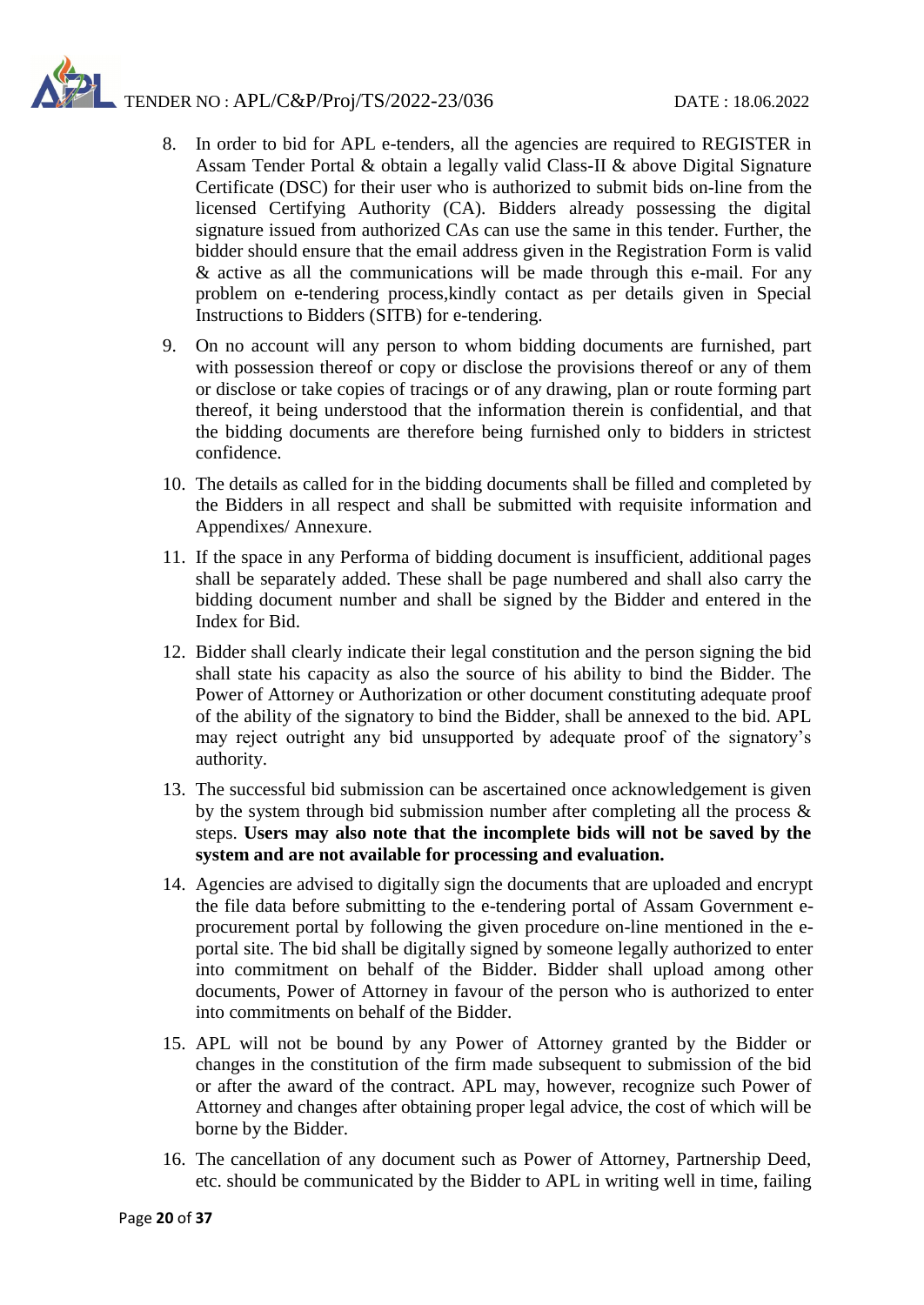8. In order to bid for APL e-tenders, all the agencies are required to REGISTER in Assam Tender Portal & obtain a legally valid Class-II & above Digital Signature Certificate (DSC) for their user who is authorized to submit bids on-line from the licensed Certifying Authority (CA). Bidders already possessing the digital signature issued from authorized CAs can use the same in this tender. Further, the bidder should ensure that the email address given in the Registration Form is valid & active as all the communications will be made through this e-mail. For any problem on e-tendering process,kindly contact as per details given in Special Instructions to Bidders (SITB) for e-tendering.

9. On no account will any person to whom bidding documents are furnished, part with possession thereof or copy or disclose the provisions thereof or any of them or disclose or take copies of tracings or of any drawing, plan or route forming part thereof, it being understood that the information therein is confidential, and that the bidding documents are therefore being furnished only to bidders in strictest confidence.

10. The details as called for in the bidding documents shall be filled and completed by the Bidders in all respect and shall be submitted with requisite information and Appendixes/ Annexure.

11. If the space in any Performa of bidding document is insufficient, additional pages shall be separately added. These shall be page numbered and shall also carry the bidding document number and shall be signed by the Bidder and entered in the Index for Bid.

12. Bidder shall clearly indicate their legal constitution and the person signing the bid shall state his capacity as also the source of his ability to bind the Bidder. The Power of Attorney or Authorization or other document constituting adequate proof of the ability of the signatory to bind the Bidder, shall be annexed to the bid. APL may reject outright any bid unsupported by adequate proof of the signatory's authority.

13. The successful bid submission can be ascertained once acknowledgement is given by the system through bid submission number after completing all the process & steps. **Users may also note that the incomplete bids will not be saved by the system and are not available for processing and evaluation.**

14. Agencies are advised to digitally sign the documents that are uploaded and encrypt the file data before submitting to the e-tendering portal of Assam Government e-procurement portal by following the given procedure on-line mentioned in the e-portal site. The bid shall be digitally signed by someone legally authorized to enter into commitment on behalf of the Bidder. Bidder shall upload among other documents, Power of Attorney in favour of the person who is authorized to enter into commitments on behalf of the Bidder.

15. APL will not be bound by any Power of Attorney granted by the Bidder or changes in the constitution of the firm made subsequent to submission of the bid or after the award of the contract. APL may, however, recognize such Power of Attorney and changes after obtaining proper legal advice, the cost of which will be borne by the Bidder.

16. The cancellation of any document such as Power of Attorney, Partnership Deed, etc. should be communicated by the Bidder to APL in writing well in time, failing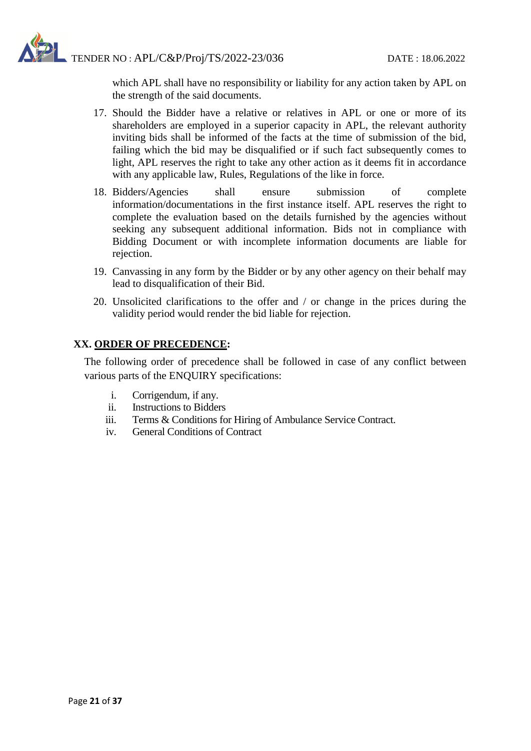which APL shall have no responsibility or liability for any action taken by APL on the strength of the said documents.

17. Should the Bidder have a relative or relatives in APL or one or more of its shareholders are employed in a superior capacity in APL, the relevant authority inviting bids shall be informed of the facts at the time of submission of the bid, failing which the bid may be disqualified or if such fact subsequently comes to light, APL reserves the right to take any other action as it deems fit in accordance with any applicable law, Rules, Regulations of the like in force.
18. Bidders/Agencies shall ensure submission of complete information/documentations in the first instance itself. APL reserves the right to complete the evaluation based on the details furnished by the agencies without seeking any subsequent additional information. Bids not in compliance with Bidding Document or with incomplete information documents are liable for rejection.
19. Canvassing in any form by the Bidder or by any other agency on their behalf may lead to disqualification of their Bid.
20. Unsolicited clarifications to the offer and / or change in the prices during the validity period would render the bid liable for rejection.

## XX. ORDER OF PRECEDENCE:

The following order of precedence shall be followed in case of any conflict between various parts of the ENQUIRY specifications:

i. Corrigendum, if any.
ii. Instructions to Bidders
iii. Terms & Conditions for Hiring of Ambulance Service Contract.
iv. General Conditions of Contract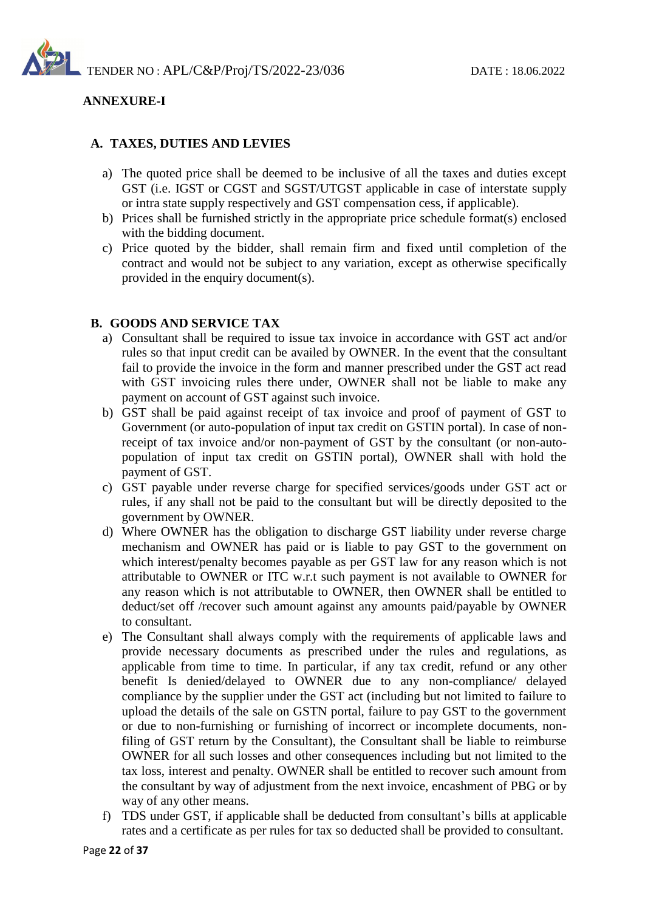**ANNEXURE-I**

## A. TAXES, DUTIES AND LEVIES

a) The quoted price shall be deemed to be inclusive of all the taxes and duties except GST (i.e. IGST or CGST and SGST/UTGST applicable in case of interstate supply or intra state supply respectively and GST compensation cess, if applicable).

b) Prices shall be furnished strictly in the appropriate price schedule format(s) enclosed with the bidding document.

c) Price quoted by the bidder, shall remain firm and fixed until completion of the contract and would not be subject to any variation, except as otherwise specifically provided in the enquiry document(s).

## B. GOODS AND SERVICE TAX

a) Consultant shall be required to issue tax invoice in accordance with GST act and/or rules so that input credit can be availed by OWNER. In the event that the consultant fail to provide the invoice in the form and manner prescribed under the GST act read with GST invoicing rules there under, OWNER shall not be liable to make any payment on account of GST against such invoice.

b) GST shall be paid against receipt of tax invoice and proof of payment of GST to Government (or auto-population of input tax credit on GSTIN portal). In case of non-receipt of tax invoice and/or non-payment of GST by the consultant (or non-auto-population of input tax credit on GSTIN portal), OWNER shall with hold the payment of GST.

c) GST payable under reverse charge for specified services/goods under GST act or rules, if any shall not be paid to the consultant but will be directly deposited to the government by OWNER.

d) Where OWNER has the obligation to discharge GST liability under reverse charge mechanism and OWNER has paid or is liable to pay GST to the government on which interest/penalty becomes payable as per GST law for any reason which is not attributable to OWNER or ITC w.r.t such payment is not available to OWNER for any reason which is not attributable to OWNER, then OWNER shall be entitled to deduct/set off /recover such amount against any amounts paid/payable by OWNER to consultant.

e) The Consultant shall always comply with the requirements of applicable laws and provide necessary documents as prescribed under the rules and regulations, as applicable from time to time. In particular, if any tax credit, refund or any other benefit Is denied/delayed to OWNER due to any non-compliance/ delayed compliance by the supplier under the GST act (including but not limited to failure to upload the details of the sale on GSTN portal, failure to pay GST to the government or due to non-furnishing or furnishing of incorrect or incomplete documents, non-filing of GST return by the Consultant), the Consultant shall be liable to reimburse OWNER for all such losses and other consequences including but not limited to the tax loss, interest and penalty. OWNER shall be entitled to recover such amount from the consultant by way of adjustment from the next invoice, encashment of PBG or by way of any other means.

f) TDS under GST, if applicable shall be deducted from consultant's bills at applicable rates and a certificate as per rules for tax so deducted shall be provided to consultant.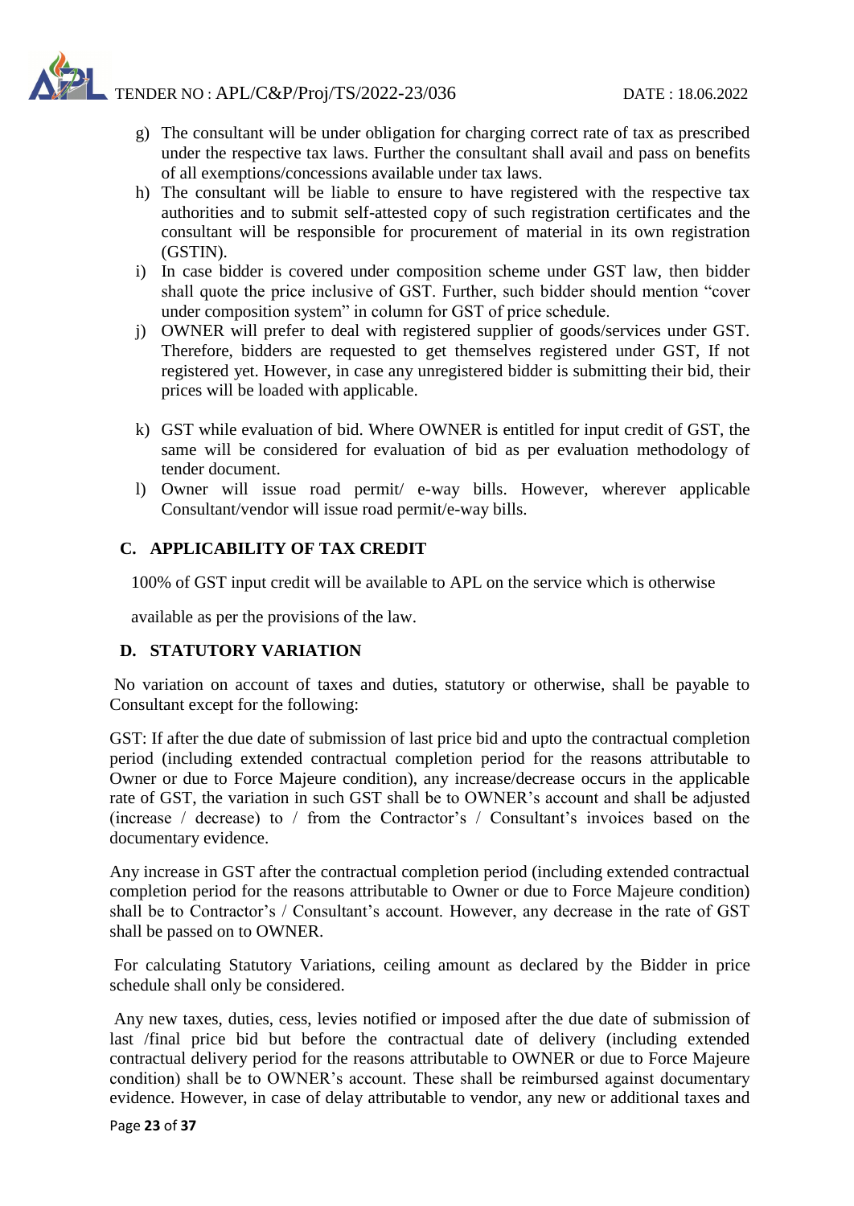g) The consultant will be under obligation for charging correct rate of tax as prescribed under the respective tax laws. Further the consultant shall avail and pass on benefits of all exemptions/concessions available under tax laws.

h) The consultant will be liable to ensure to have registered with the respective tax authorities and to submit self-attested copy of such registration certificates and the consultant will be responsible for procurement of material in its own registration (GSTIN).

i) In case bidder is covered under composition scheme under GST law, then bidder shall quote the price inclusive of GST. Further, such bidder should mention "cover under composition system" in column for GST of price schedule.

j) OWNER will prefer to deal with registered supplier of goods/services under GST. Therefore, bidders are requested to get themselves registered under GST, If not registered yet. However, in case any unregistered bidder is submitting their bid, their prices will be loaded with applicable.

k) GST while evaluation of bid. Where OWNER is entitled for input credit of GST, the same will be considered for evaluation of bid as per evaluation methodology of tender document.

l) Owner will issue road permit/ e-way bills. However, wherever applicable Consultant/vendor will issue road permit/e-way bills.

## C. APPLICABILITY OF TAX CREDIT

100% of GST input credit will be available to APL on the service which is otherwise available as per the provisions of the law.

## D. STATUTORY VARIATION

No variation on account of taxes and duties, statutory or otherwise, shall be payable to Consultant except for the following:

GST: If after the due date of submission of last price bid and upto the contractual completion period (including extended contractual completion period for the reasons attributable to Owner or due to Force Majeure condition), any increase/decrease occurs in the applicable rate of GST, the variation in such GST shall be to OWNER's account and shall be adjusted (increase / decrease) to / from the Contractor's / Consultant's invoices based on the documentary evidence.

Any increase in GST after the contractual completion period (including extended contractual completion period for the reasons attributable to Owner or due to Force Majeure condition) shall be to Contractor's / Consultant's account. However, any decrease in the rate of GST shall be passed on to OWNER.

For calculating Statutory Variations, ceiling amount as declared by the Bidder in price schedule shall only be considered.

Any new taxes, duties, cess, levies notified or imposed after the due date of submission of last /final price bid but before the contractual date of delivery (including extended contractual delivery period for the reasons attributable to OWNER or due to Force Majeure condition) shall be to OWNER's account. These shall be reimbursed against documentary evidence. However, in case of delay attributable to vendor, any new or additional taxes and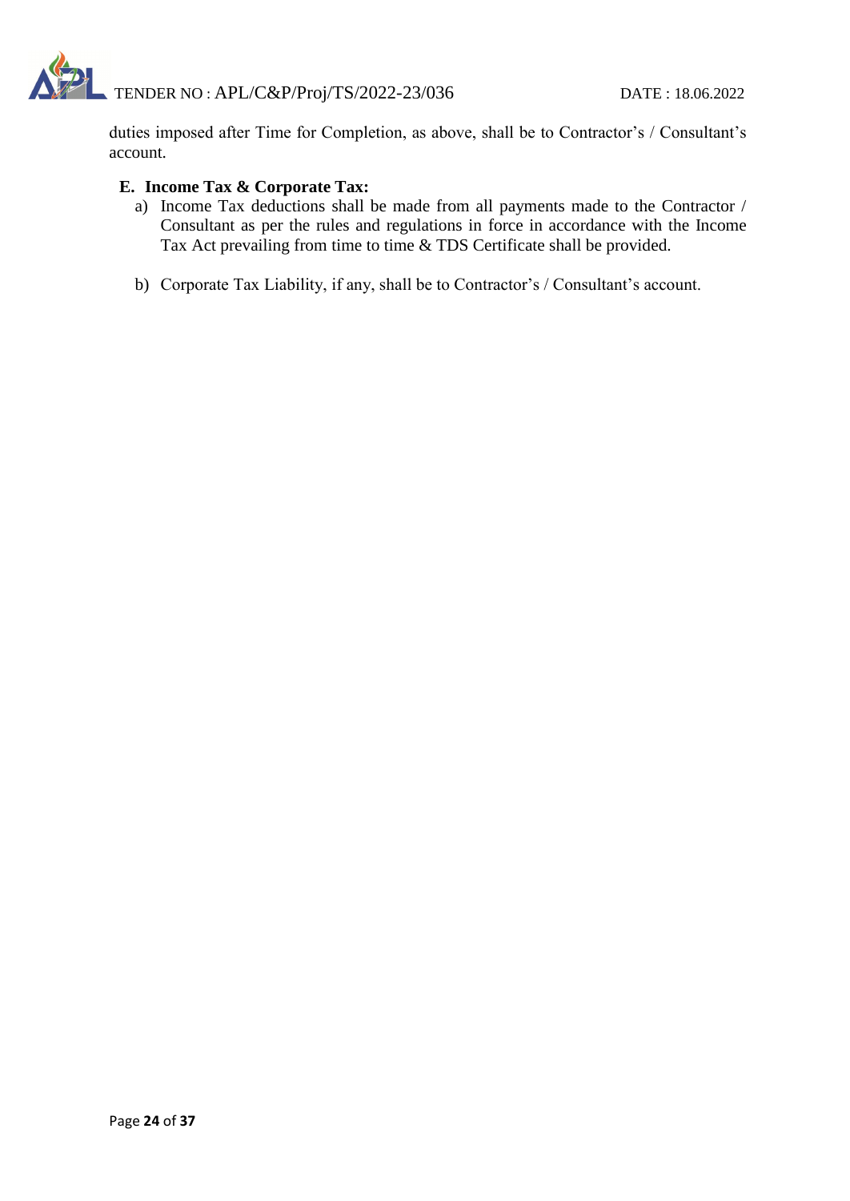duties imposed after Time for Completion, as above, shall be to Contractor's / Consultant's account.

**E. Income Tax & Corporate Tax:**

a) Income Tax deductions shall be made from all payments made to the Contractor / Consultant as per the rules and regulations in force in accordance with the Income Tax Act prevailing from time to time & TDS Certificate shall be provided.

b) Corporate Tax Liability, if any, shall be to Contractor's / Consultant's account.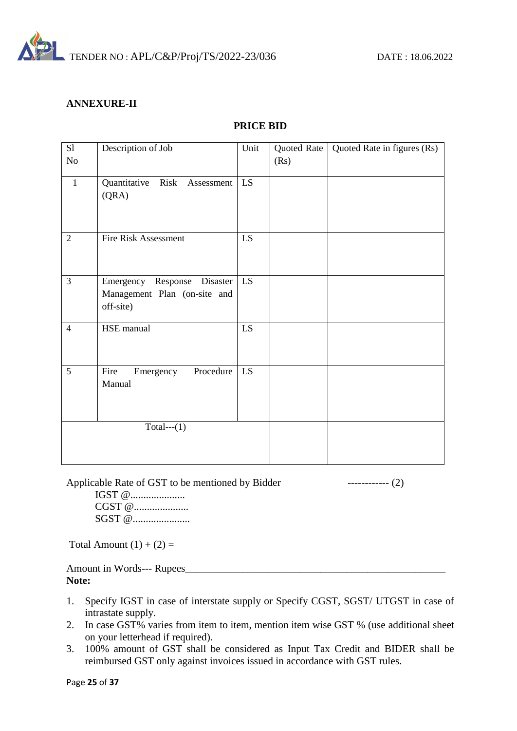## ANNEXURE-II

### PRICE BID

| Sl No | Description of Job | Unit | Quoted Rate (Rs) | Quoted Rate in figures (Rs) |
|---|---|---|---|---|
| 1 | Quantitative Risk Assessment (QRA) | LS | | |
| 2 | Fire Risk Assessment | LS | | |
| 3 | Emergency Response Disaster Management Plan (on-site and off-site) | LS | | |
| 4 | HSE manual | LS | | |
| 5 | Fire Emergency Procedure Manual | LS | | |
| Total---(1) | | | | |

Applicable Rate of GST to be mentioned by Bidder ------------ (2)

IGST @....................

CGST @....................

SGST @.....................

Total Amount (1) + (2) =

Amount in Words--- Rupees_____________________________________________________

**Note:**

1. Specify IGST in case of interstate supply or Specify CGST, SGST/ UTGST in case of intrastate supply.
2. In case GST% varies from item to item, mention item wise GST % (use additional sheet on your letterhead if required).
3. 100% amount of GST shall be considered as Input Tax Credit and BIDER shall be reimbursed GST only against invoices issued in accordance with GST rules.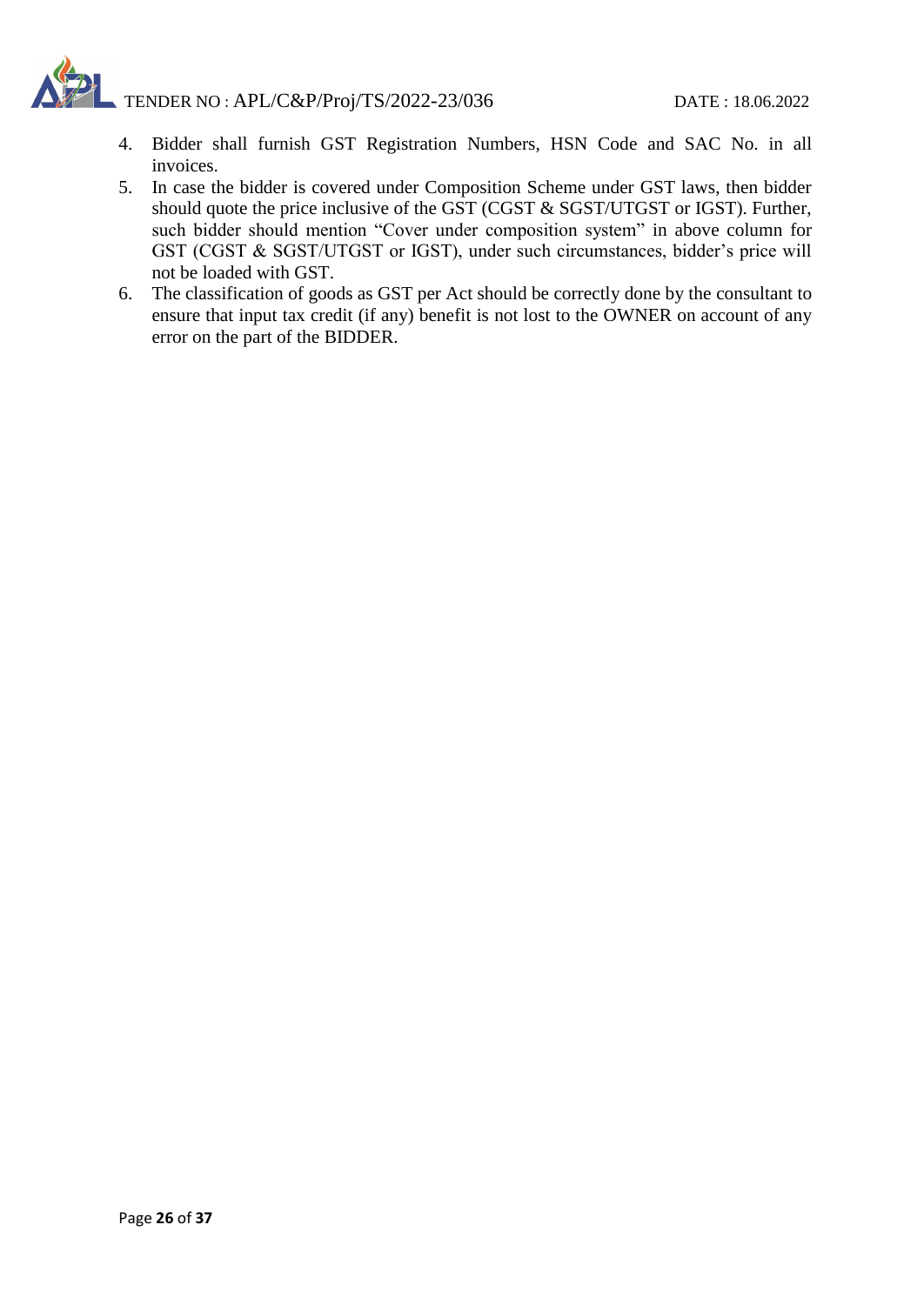4. Bidder shall furnish GST Registration Numbers, HSN Code and SAC No. in all invoices.
5. In case the bidder is covered under Composition Scheme under GST laws, then bidder should quote the price inclusive of the GST (CGST & SGST/UTGST or IGST). Further, such bidder should mention "Cover under composition system" in above column for GST (CGST & SGST/UTGST or IGST), under such circumstances, bidder's price will not be loaded with GST.
6. The classification of goods as GST per Act should be correctly done by the consultant to ensure that input tax credit (if any) benefit is not lost to the OWNER on account of any error on the part of the BIDDER.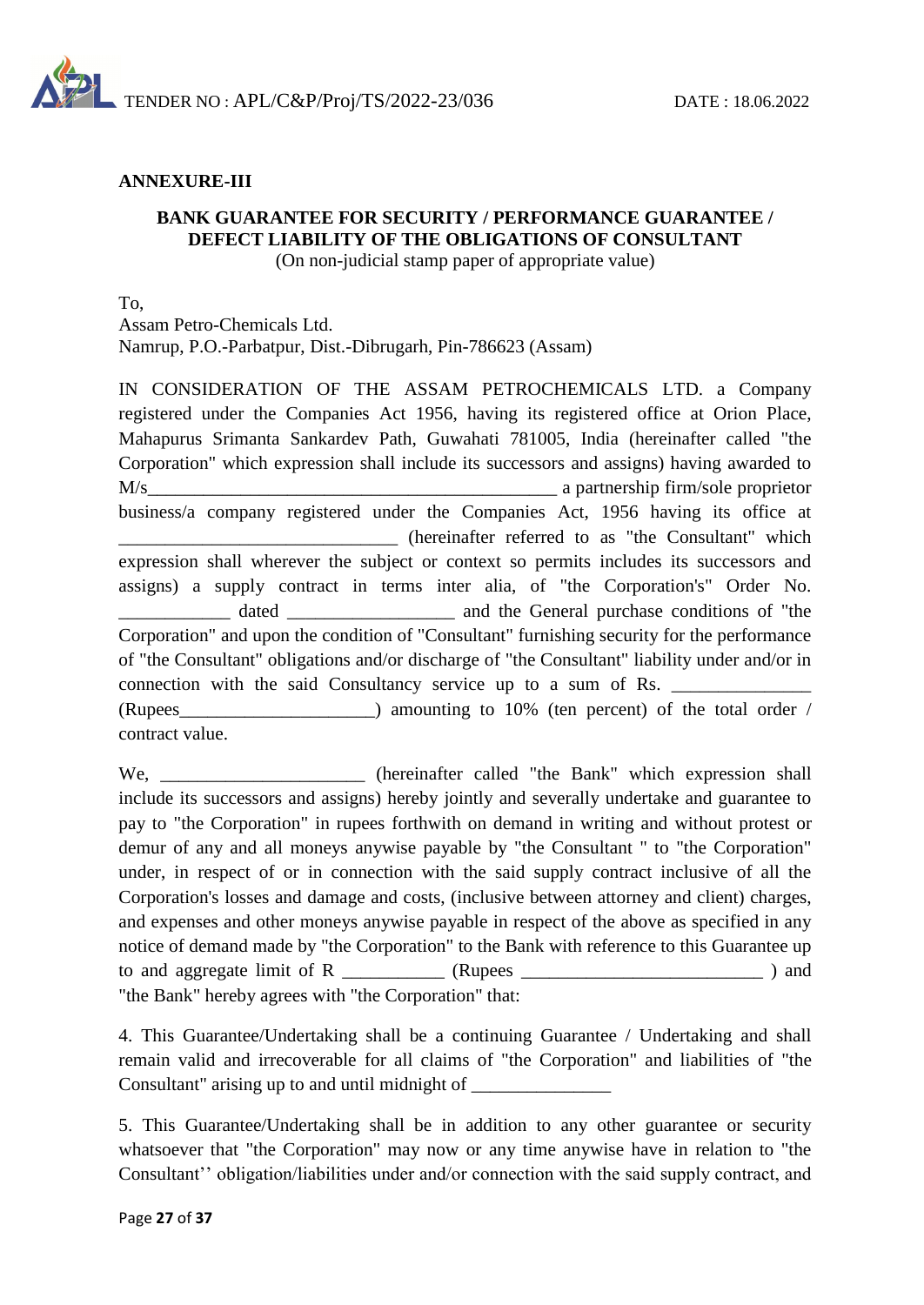**ANNEXURE-III**

**BANK GUARANTEE FOR SECURITY / PERFORMANCE GUARANTEE / DEFECT LIABILITY OF THE OBLIGATIONS OF CONSULTANT**

(On non-judicial stamp paper of appropriate value)

To,
Assam Petro-Chemicals Ltd.
Namrup, P.O.-Parbatpur, Dist.-Dibrugarh, Pin-786623 (Assam)

IN CONSIDERATION OF THE ASSAM PETROCHEMICALS LTD. a Company registered under the Companies Act 1956, having its registered office at Orion Place, Mahapurus Srimanta Sankardev Path, Guwahati 781005, India (hereinafter called "the Corporation" which expression shall include its successors and assigns) having awarded to M/s_____________________________________________ a partnership firm/sole proprietor business/a company registered under the Companies Act, 1956 having its office at ______________________________ (hereinafter referred to as "the Consultant" which expression shall wherever the subject or context so permits includes its successors and assigns) a supply contract in terms inter alia, of "the Corporation's" Order No. ____________ dated __________________ and the General purchase conditions of "the Corporation" and upon the condition of "Consultant" furnishing security for the performance of "the Consultant" obligations and/or discharge of "the Consultant" liability under and/or in connection with the said Consultancy service up to a sum of Rs. ______________ (Rupees_____________________) amounting to 10% (ten percent) of the total order / contract value.

We, ______________________ (hereinafter called "the Bank" which expression shall include its successors and assigns) hereby jointly and severally undertake and guarantee to pay to "the Corporation" in rupees forthwith on demand in writing and without protest or demur of any and all moneys anywise payable by "the Consultant " to "the Corporation" under, in respect of or in connection with the said supply contract inclusive of all the Corporation's losses and damage and costs, (inclusive between attorney and client) charges, and expenses and other moneys anywise payable in respect of the above as specified in any notice of demand made by "the Corporation" to the Bank with reference to this Guarantee up to and aggregate limit of R ___________ (Rupees __________________________ ) and "the Bank" hereby agrees with "the Corporation" that:

4. This Guarantee/Undertaking shall be a continuing Guarantee / Undertaking and shall remain valid and irrecoverable for all claims of "the Corporation" and liabilities of "the Consultant" arising up to and until midnight of _______________

5. This Guarantee/Undertaking shall be in addition to any other guarantee or security whatsoever that "the Corporation" may now or any time anywise have in relation to "the Consultant'' obligation/liabilities under and/or connection with the said supply contract, and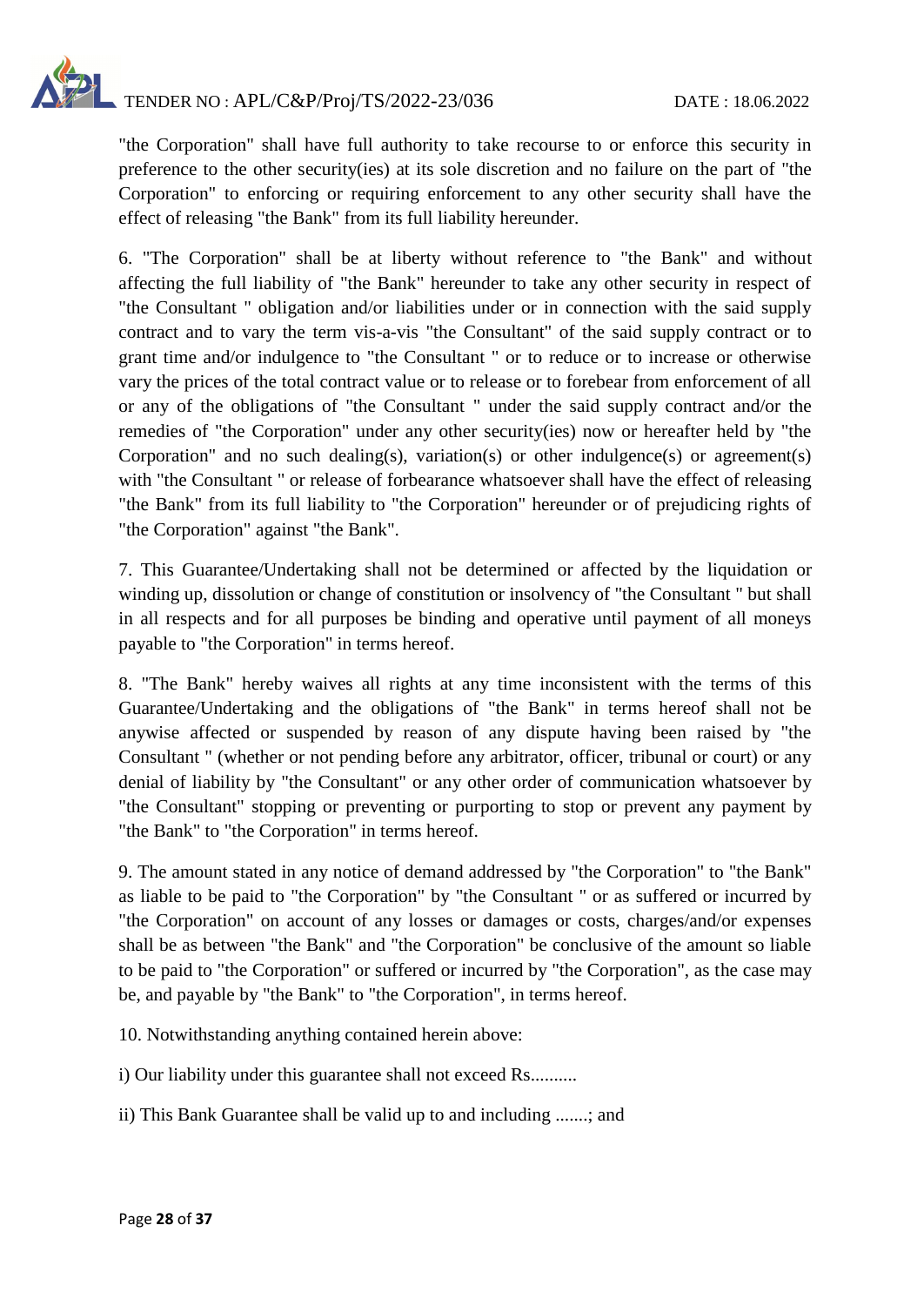"the Corporation" shall have full authority to take recourse to or enforce this security in preference to the other security(ies) at its sole discretion and no failure on the part of "the Corporation" to enforcing or requiring enforcement to any other security shall have the effect of releasing "the Bank" from its full liability hereunder.

6. "The Corporation" shall be at liberty without reference to "the Bank" and without affecting the full liability of "the Bank" hereunder to take any other security in respect of "the Consultant " obligation and/or liabilities under or in connection with the said supply contract and to vary the term vis-a-vis "the Consultant" of the said supply contract or to grant time and/or indulgence to "the Consultant " or to reduce or to increase or otherwise vary the prices of the total contract value or to release or to forebear from enforcement of all or any of the obligations of "the Consultant " under the said supply contract and/or the remedies of "the Corporation" under any other security(ies) now or hereafter held by "the Corporation" and no such dealing(s), variation(s) or other indulgence(s) or agreement(s) with "the Consultant " or release of forbearance whatsoever shall have the effect of releasing "the Bank" from its full liability to "the Corporation" hereunder or of prejudicing rights of "the Corporation" against "the Bank".

7. This Guarantee/Undertaking shall not be determined or affected by the liquidation or winding up, dissolution or change of constitution or insolvency of "the Consultant " but shall in all respects and for all purposes be binding and operative until payment of all moneys payable to "the Corporation" in terms hereof.

8. "The Bank" hereby waives all rights at any time inconsistent with the terms of this Guarantee/Undertaking and the obligations of "the Bank" in terms hereof shall not be anywise affected or suspended by reason of any dispute having been raised by "the Consultant " (whether or not pending before any arbitrator, officer, tribunal or court) or any denial of liability by "the Consultant" or any other order of communication whatsoever by "the Consultant" stopping or preventing or purporting to stop or prevent any payment by "the Bank" to "the Corporation" in terms hereof.

9. The amount stated in any notice of demand addressed by "the Corporation" to "the Bank" as liable to be paid to "the Corporation" by "the Consultant " or as suffered or incurred by "the Corporation" on account of any losses or damages or costs, charges/and/or expenses shall be as between "the Bank" and "the Corporation" be conclusive of the amount so liable to be paid to "the Corporation" or suffered or incurred by "the Corporation", as the case may be, and payable by "the Bank" to "the Corporation", in terms hereof.

10. Notwithstanding anything contained herein above:

i) Our liability under this guarantee shall not exceed Rs..........

ii) This Bank Guarantee shall be valid up to and including .......; and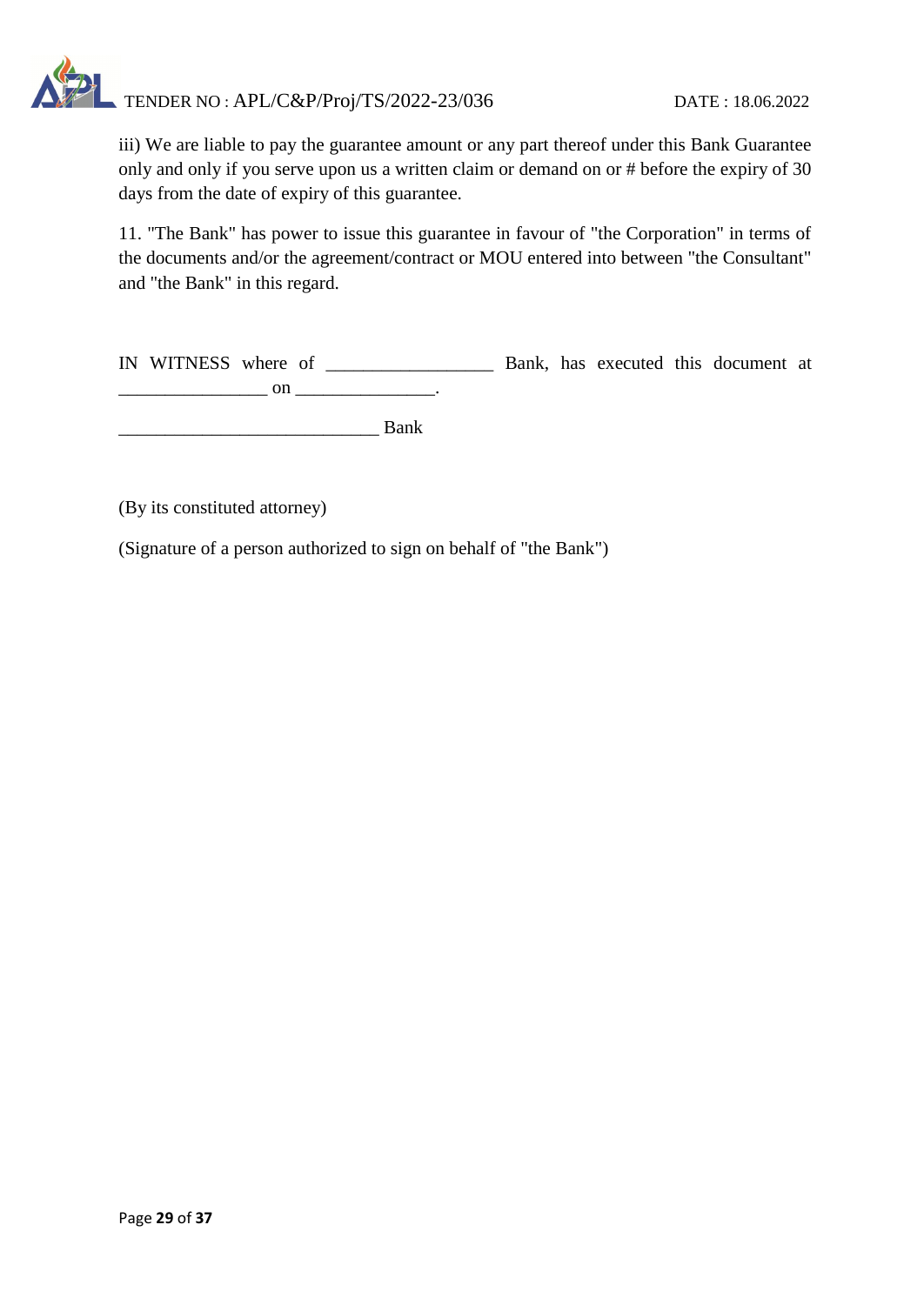iii) We are liable to pay the guarantee amount or any part thereof under this Bank Guarantee only and only if you serve upon us a written claim or demand on or # before the expiry of 30 days from the date of expiry of this guarantee.

11. "The Bank" has power to issue this guarantee in favour of "the Corporation" in terms of the documents and/or the agreement/contract or MOU entered into between "the Consultant" and "the Bank" in this regard.

IN WITNESS where of __________________ Bank, has executed this document at ________________ on _______________.

____________________________ Bank

(By its constituted attorney)

(Signature of a person authorized to sign on behalf of "the Bank")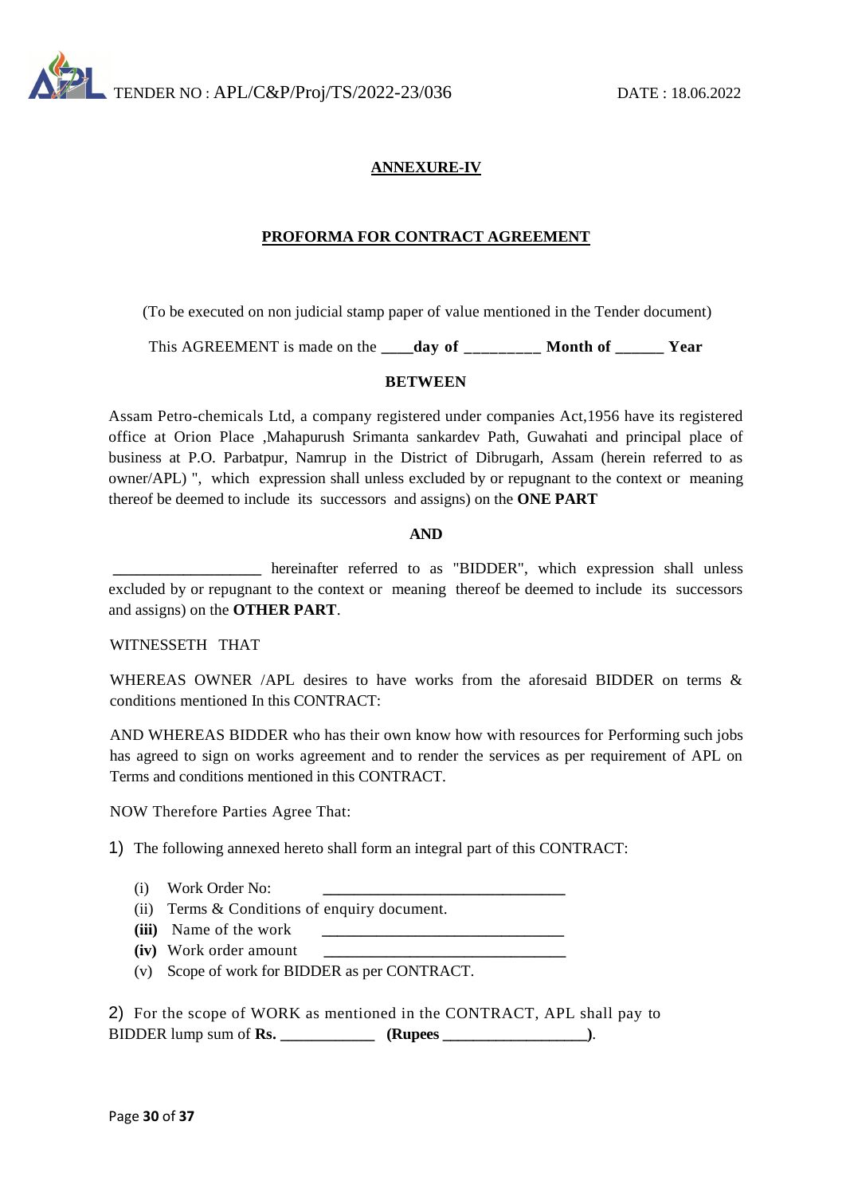## ANNEXURE-IV

## PROFORMA FOR CONTRACT AGREEMENT

(To be executed on non judicial stamp paper of value mentioned in the Tender document)

This AGREEMENT is made on the **____day of _________ Month of ______ Year**

**BETWEEN**

Assam Petro-chemicals Ltd, a company registered under companies Act,1956 have its registered office at Orion Place ,Mahapurush Srimanta sankardev Path, Guwahati and principal place of business at P.O. Parbatpur, Namrup in the District of Dibrugarh, Assam (herein referred to as owner/APL) ", which expression shall unless excluded by or repugnant to the context or meaning thereof be deemed to include its successors and assigns) on the **ONE PART**

**AND**

**___________________** hereinafter referred to as "BIDDER", which expression shall unless excluded by or repugnant to the context or meaning thereof be deemed to include its successors and assigns) on the **OTHER PART**.

WITNESSETH THAT

WHEREAS OWNER /APL desires to have works from the aforesaid BIDDER on terms & conditions mentioned In this CONTRACT:

AND WHEREAS BIDDER who has their own know how with resources for Performing such jobs has agreed to sign on works agreement and to render the services as per requirement of APL on Terms and conditions mentioned in this CONTRACT.

NOW Therefore Parties Agree That:

1) The following annexed hereto shall form an integral part of this CONTRACT:

   (i) Work Order No: _______________________________
   (ii) Terms & Conditions of enquiry document.
   **(iii)** Name of the work _______________________________
   **(iv)** Work order amount _______________________________
   (v) Scope of work for BIDDER as per CONTRACT.

2) For the scope of WORK as mentioned in the CONTRACT, APL shall pay to BIDDER lump sum of **Rs. ____________ (Rupees __________________)**.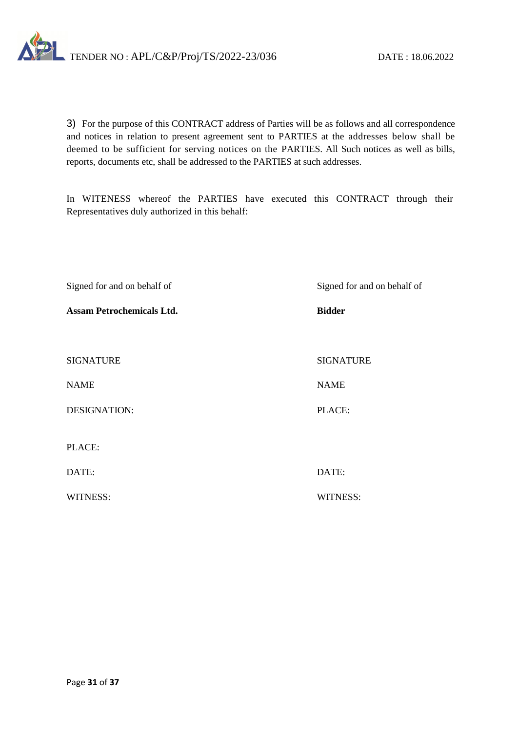3) For the purpose of this CONTRACT address of Parties will be as follows and all correspondence and notices in relation to present agreement sent to PARTIES at the addresses below shall be deemed to be sufficient for serving notices on the PARTIES. All Such notices as well as bills, reports, documents etc, shall be addressed to the PARTIES at such addresses.

In WITENESS whereof the PARTIES have executed this CONTRACT through their Representatives duly authorized in this behalf:

| Signed for and on behalf of | Signed for and on behalf of |
|---|---|
| **Assam Petrochemicals Ltd.** | **Bidder** |
| SIGNATURE | SIGNATURE |
| NAME | NAME |
| DESIGNATION: | PLACE: |
| PLACE: | |
| DATE: | DATE: |
| WITNESS: | WITNESS: |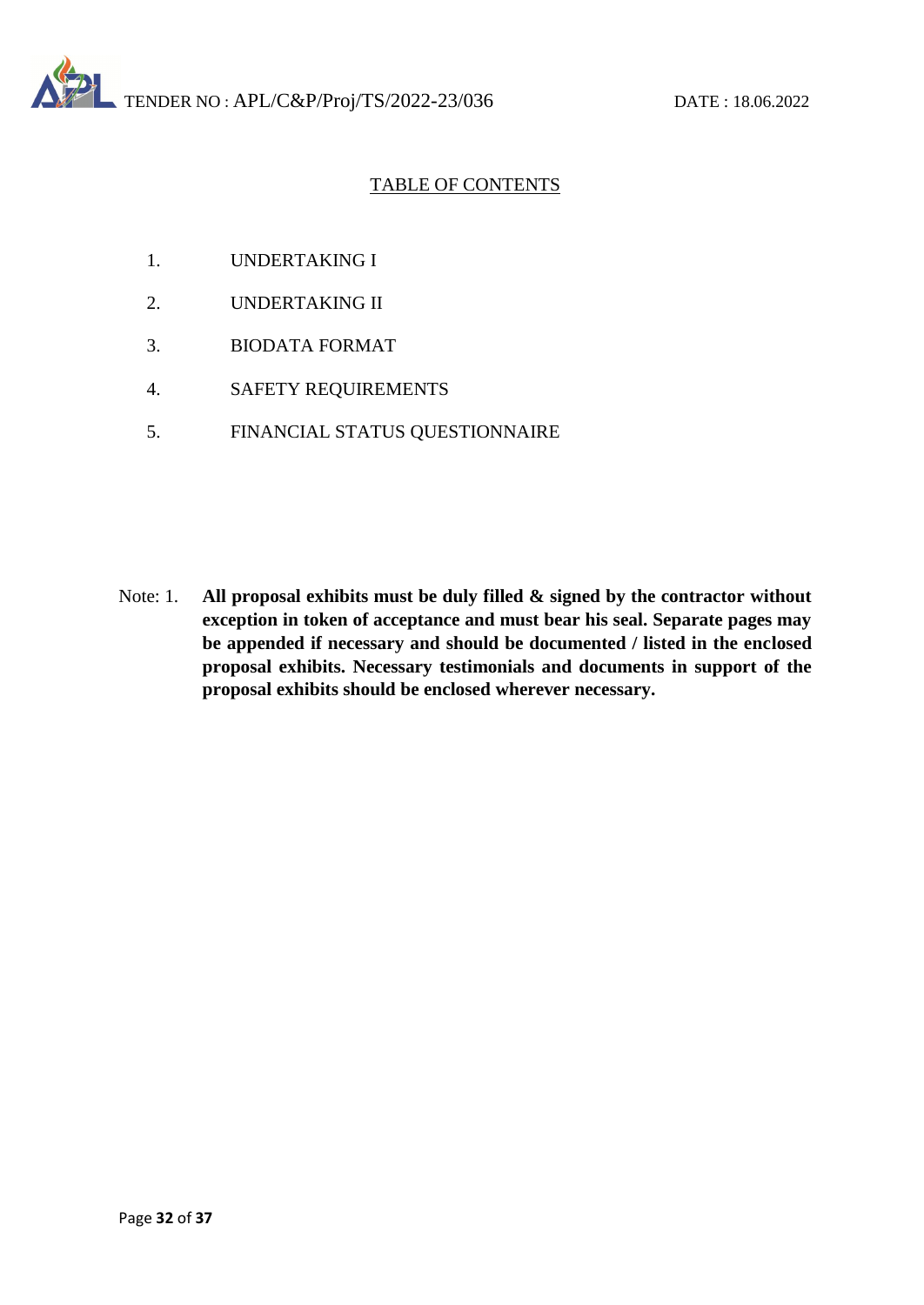## TABLE OF CONTENTS

1. UNDERTAKING I
2. UNDERTAKING II
3. BIODATA FORMAT
4. SAFETY REQUIREMENTS
5. FINANCIAL STATUS QUESTIONNAIRE

Note: 1. **All proposal exhibits must be duly filled & signed by the contractor without exception in token of acceptance and must bear his seal. Separate pages may be appended if necessary and should be documented / listed in the enclosed proposal exhibits. Necessary testimonials and documents in support of the proposal exhibits should be enclosed wherever necessary.**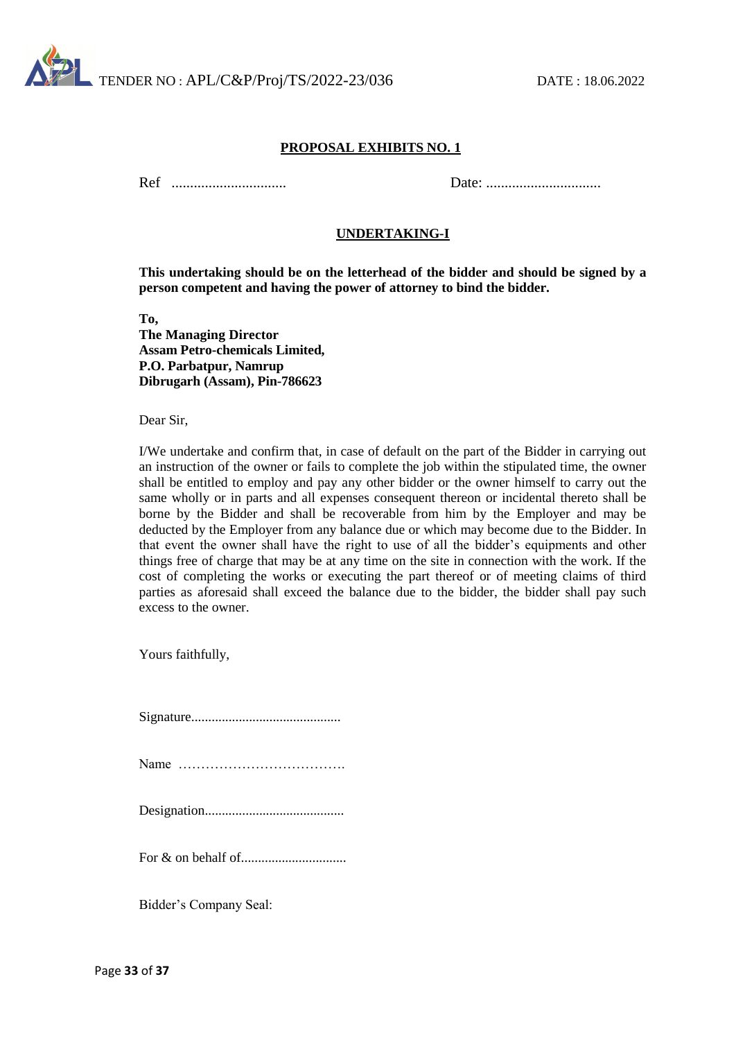## PROPOSAL EXHIBITS NO. 1

Ref ...............................                                         Date: ...............................

### UNDERTAKING-I

**This undertaking should be on the letterhead of the bidder and should be signed by a person competent and having the power of attorney to bind the bidder.**

**To,**
**The Managing Director**
**Assam Petro-chemicals Limited,**
**P.O. Parbatpur, Namrup**
**Dibrugarh (Assam), Pin-786623**

Dear Sir,

I/We undertake and confirm that, in case of default on the part of the Bidder in carrying out an instruction of the owner or fails to complete the job within the stipulated time, the owner shall be entitled to employ and pay any other bidder or the owner himself to carry out the same wholly or in parts and all expenses consequent thereon or incidental thereto shall be borne by the Bidder and shall be recoverable from him by the Employer and may be deducted by the Employer from any balance due or which may become due to the Bidder. In that event the owner shall have the right to use of all the bidder's equipments and other things free of charge that may be at any time on the site in connection with the work. If the cost of completing the works or executing the part thereof or of meeting claims of third parties as aforesaid shall exceed the balance due to the bidder, the bidder shall pay such excess to the owner.

Yours faithfully,

Signature............................................

Name ……………………………….

Designation.........................................

For & on behalf of...............................

Bidder's Company Seal: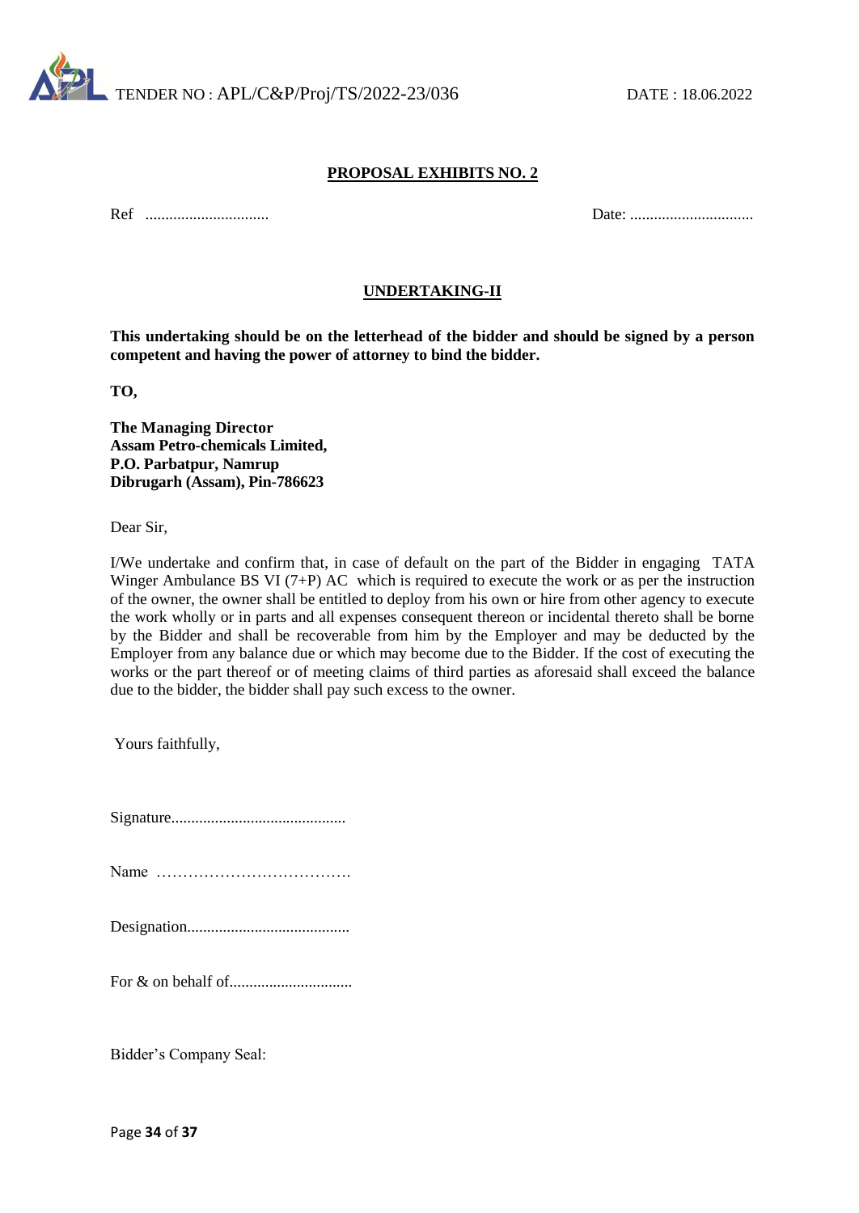## PROPOSAL EXHIBITS NO. 2

Ref ...............................                                                                                                            Date: ...............................

## UNDERTAKING-II

**This undertaking should be on the letterhead of the bidder and should be signed by a person competent and having the power of attorney to bind the bidder.**

**TO,**

**The Managing Director**
**Assam Petro-chemicals Limited,**
**P.O. Parbatpur, Namrup**
**Dibrugarh (Assam), Pin-786623**

Dear Sir,

I/We undertake and confirm that, in case of default on the part of the Bidder in engaging TATA Winger Ambulance BS VI (7+P) AC which is required to execute the work or as per the instruction of the owner, the owner shall be entitled to deploy from his own or hire from other agency to execute the work wholly or in parts and all expenses consequent thereon or incidental thereto shall be borne by the Bidder and shall be recoverable from him by the Employer and may be deducted by the Employer from any balance due or which may become due to the Bidder. If the cost of executing the works or the part thereof or of meeting claims of third parties as aforesaid shall exceed the balance due to the bidder, the bidder shall pay such excess to the owner.

Yours faithfully,

Signature............................................

Name ……………………………….

Designation.........................................

For & on behalf of...............................

Bidder's Company Seal: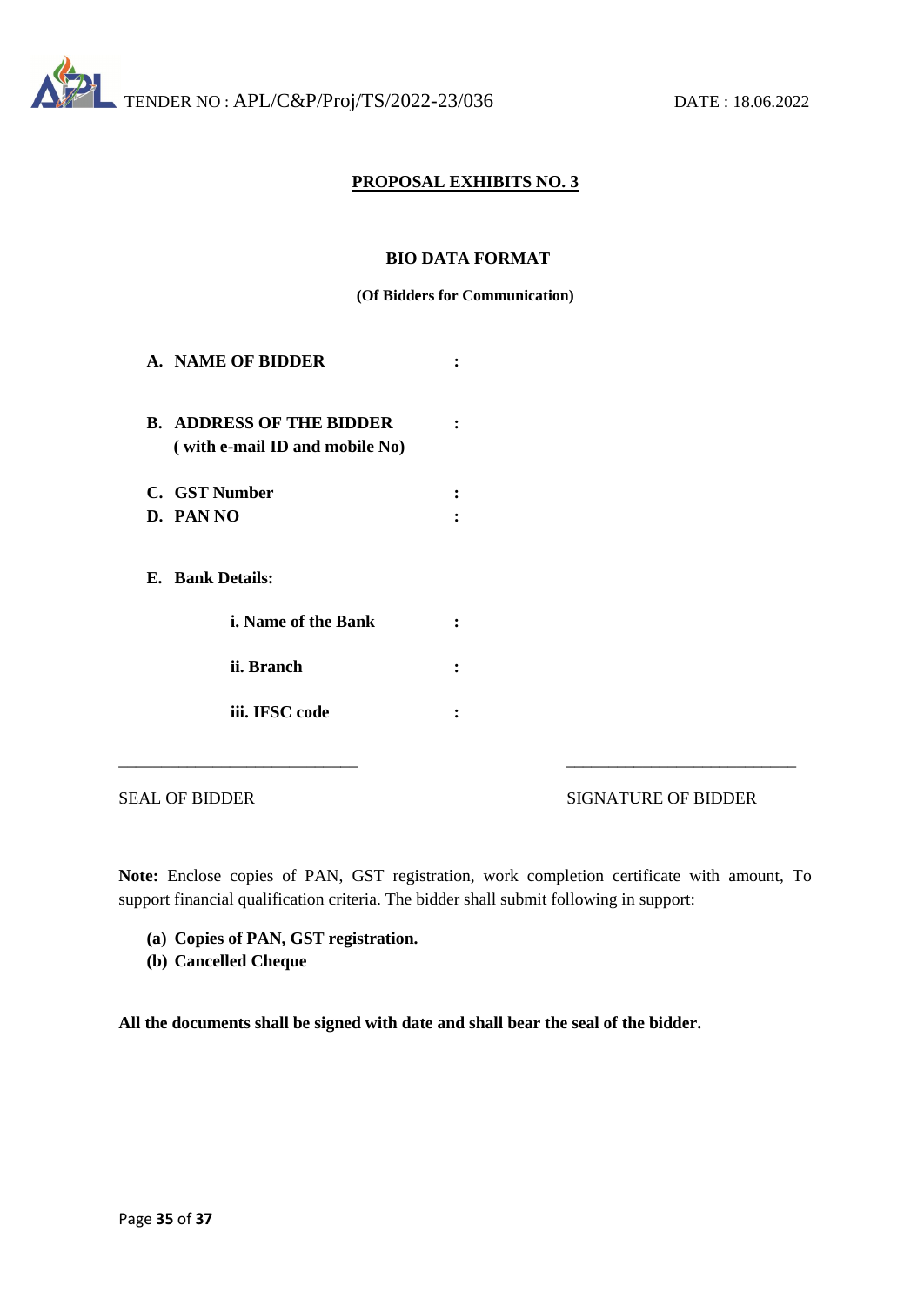## PROPOSAL EXHIBITS NO. 3

### BIO DATA FORMAT

**(Of Bidders for Communication)**

**A. NAME OF BIDDER** :

**B. ADDRESS OF THE BIDDER** :
**( with e-mail ID and mobile No)**

**C. GST Number** :

**D. PAN NO** :

**E. Bank Details:**

- **i. Name of the Bank** :
- **ii. Branch** :
- **iii. IFSC code** :

\_\_\_\_\_\_\_\_\_\_\_\_\_\_\_\_\_\_\_\_\_\_\_\_\_\_\_\_ &nbsp;&nbsp;&nbsp;&nbsp;&nbsp;&nbsp;&nbsp;&nbsp; \_\_\_\_\_\_\_\_\_\_\_\_\_\_\_\_\_\_\_\_\_\_\_\_\_\_\_\_

SEAL OF BIDDER &nbsp;&nbsp;&nbsp;&nbsp;&nbsp;&nbsp;&nbsp;&nbsp; SIGNATURE OF BIDDER

**Note:** Enclose copies of PAN, GST registration, work completion certificate with amount, To support financial qualification criteria. The bidder shall submit following in support:

**(a) Copies of PAN, GST registration.**
**(b) Cancelled Cheque**

**All the documents shall be signed with date and shall bear the seal of the bidder.**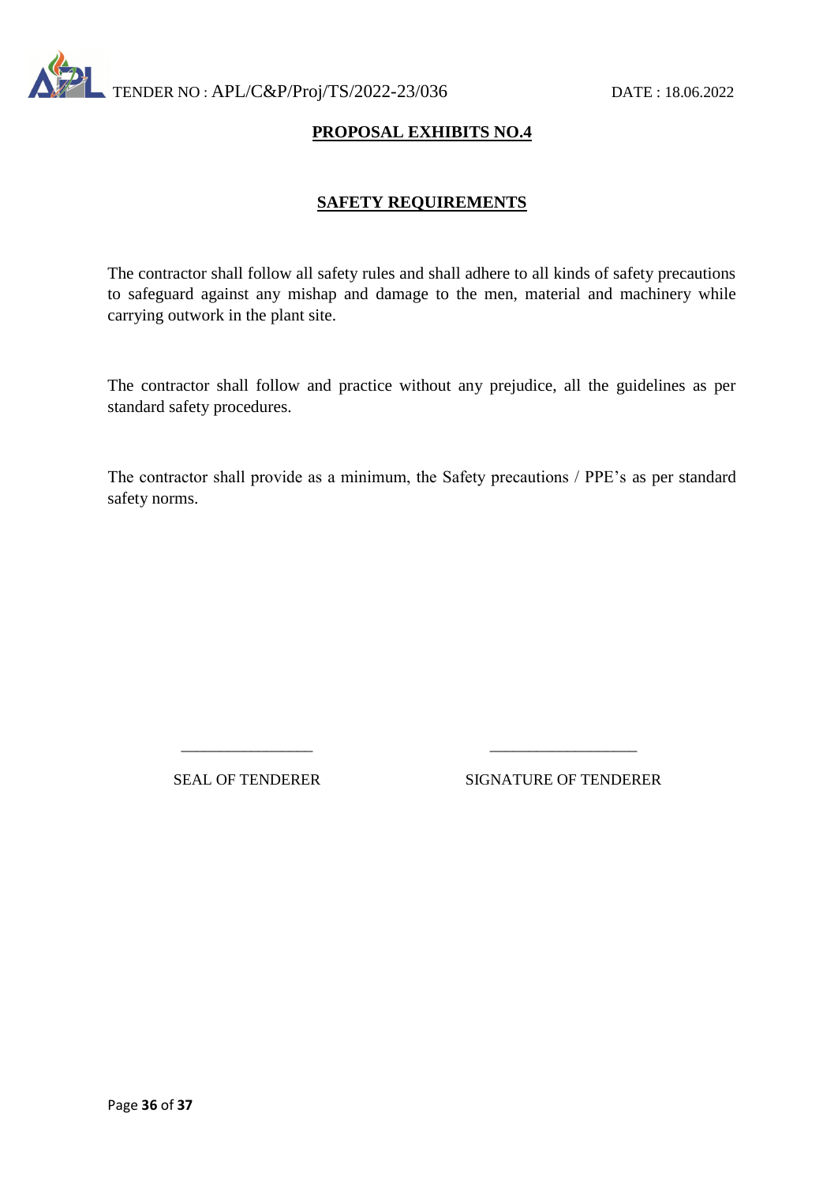## PROPOSAL EXHIBITS NO.4

## SAFETY REQUIREMENTS

The contractor shall follow all safety rules and shall adhere to all kinds of safety precautions to safeguard against any mishap and damage to the men, material and machinery while carrying outwork in the plant site.

The contractor shall follow and practice without any prejudice, all the guidelines as per standard safety procedures.

The contractor shall provide as a minimum, the Safety precautions / PPE's as per standard safety norms.

________________ __________________

SEAL OF TENDERER SIGNATURE OF TENDERER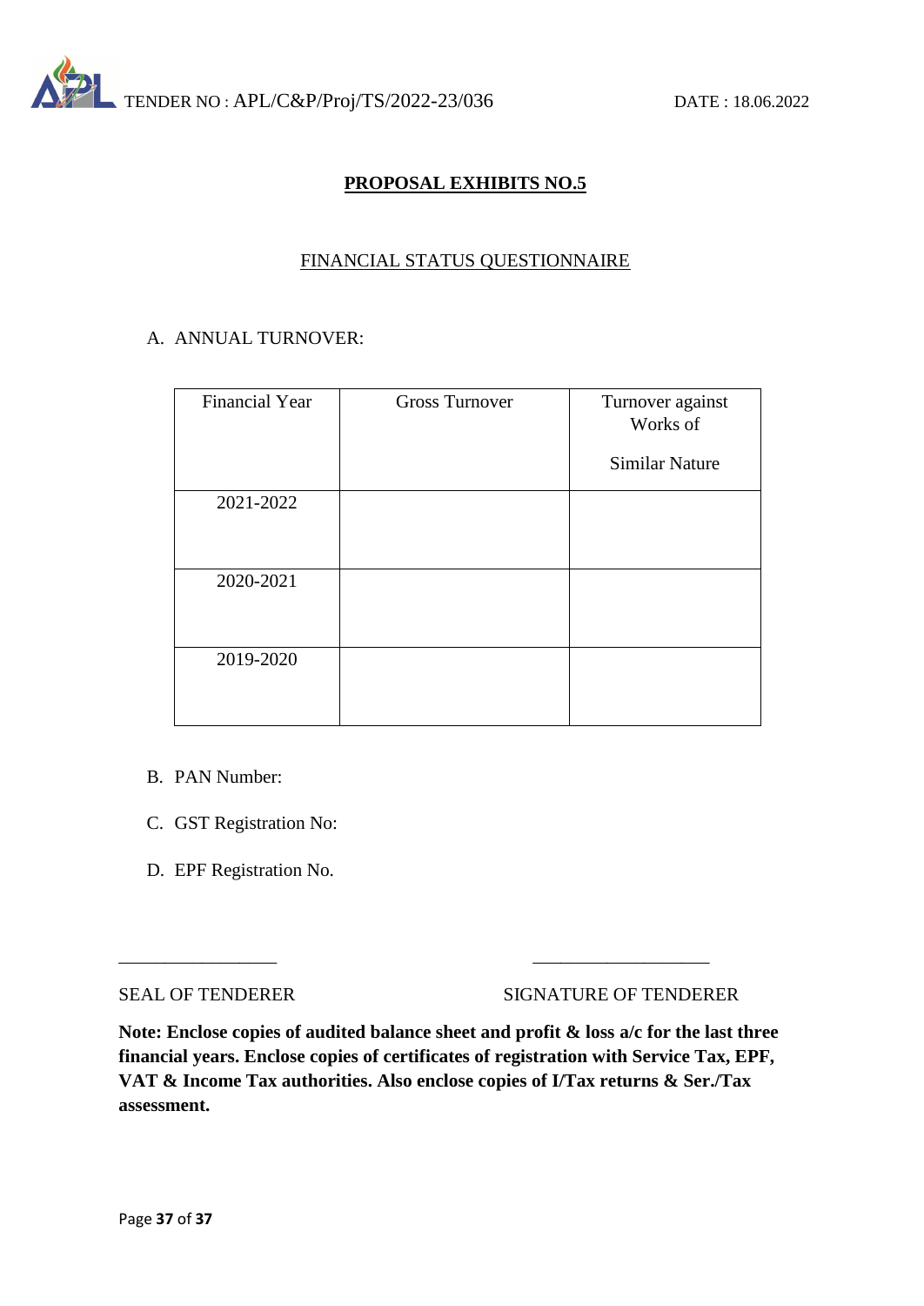TENDER NO : APL/C&P/Proj/TS/2022-23/036 DATE : 18.06.2022

## PROPOSAL EXHIBITS NO.5

### FINANCIAL STATUS QUESTIONNAIRE

A. ANNUAL TURNOVER:

| Financial Year | Gross Turnover | Turnover against Works of Similar Nature |
|---|---|---|
| 2021-2022 | | |
| 2020-2021 | | |
| 2019-2020 | | |

B. PAN Number:

C. GST Registration No:

D. EPF Registration No.

_________________ ___________________

SEAL OF TENDERER SIGNATURE OF TENDERER

**Note: Enclose copies of audited balance sheet and profit & loss a/c for the last three financial years. Enclose copies of certificates of registration with Service Tax, EPF, VAT & Income Tax authorities. Also enclose copies of I/Tax returns & Ser./Tax assessment.**